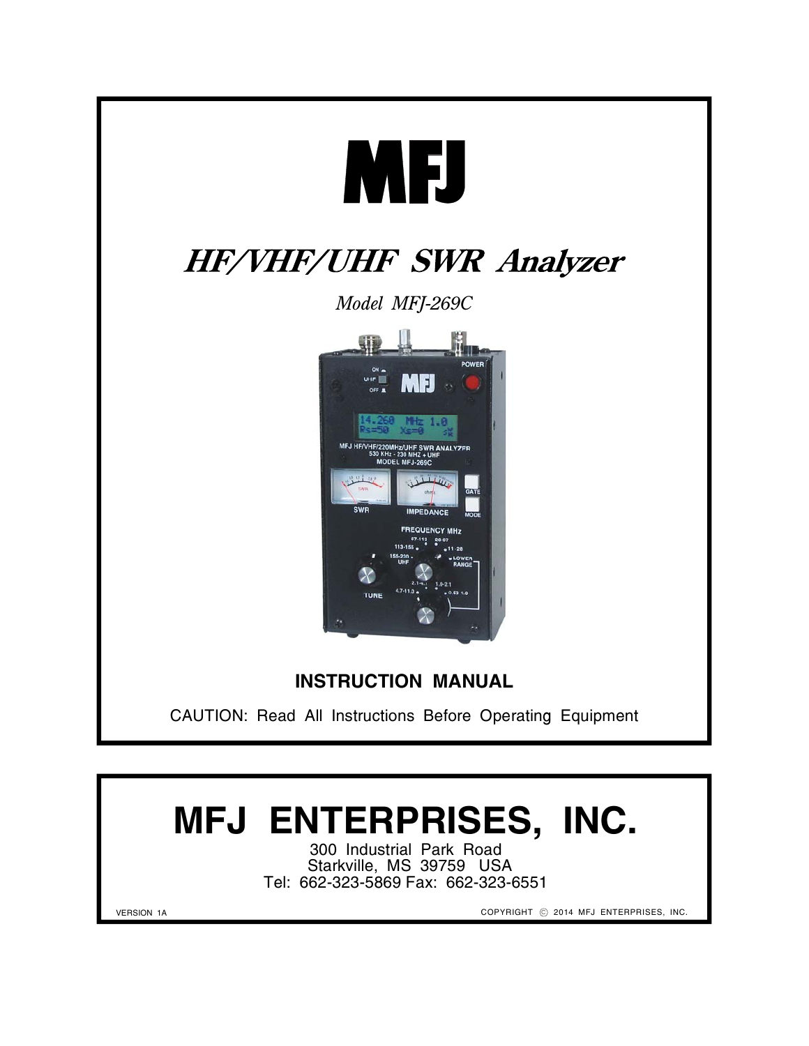# MFJ

## *HF/VHF/UHF SWR Analyzer*

*Model MFJ-269C*

**INSTRUCTION MANUAL**

CAUTION: Read All Instructions Before Operating Equipment

# MFJ ENTERPRISES, INC.

300 Industrial Park Road
Starkville, MS 39759 USA
Tel: 662-323-5869 Fax: 662-323-6551

VERSION 1A

COPYRIGHT © 2014 MFJ ENTERPRISES, INC.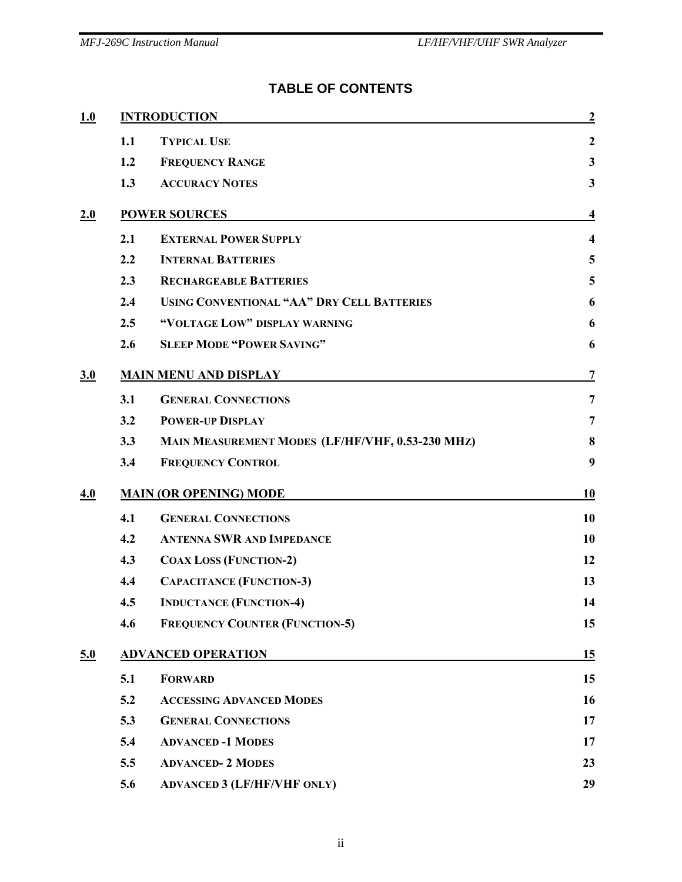# TABLE OF CONTENTS

| | | | |
|---|---|---|---|
| **1.0** | **INTRODUCTION** | | **2** |
| | **1.1** | **TYPICAL USE** | **2** |
| | **1.2** | **FREQUENCY RANGE** | **3** |
| | **1.3** | **ACCURACY NOTES** | **3** |
| **2.0** | **POWER SOURCES** | | **4** |
| | **2.1** | **EXTERNAL POWER SUPPLY** | **4** |
| | **2.2** | **INTERNAL BATTERIES** | **5** |
| | **2.3** | **RECHARGEABLE BATTERIES** | **5** |
| | **2.4** | **USING CONVENTIONAL "AA" DRY CELL BATTERIES** | **6** |
| | **2.5** | **"VOLTAGE LOW" DISPLAY WARNING** | **6** |
| | **2.6** | **SLEEP MODE "POWER SAVING"** | **6** |
| **3.0** | **MAIN MENU AND DISPLAY** | | **7** |
| | **3.1** | **GENERAL CONNECTIONS** | **7** |
| | **3.2** | **POWER-UP DISPLAY** | **7** |
| | **3.3** | **MAIN MEASUREMENT MODES (LF/HF/VHF, 0.53-230 MHZ)** | **8** |
| | **3.4** | **FREQUENCY CONTROL** | **9** |
| **4.0** | **MAIN (OR OPENING) MODE** | | **10** |
| | **4.1** | **GENERAL CONNECTIONS** | **10** |
| | **4.2** | **ANTENNA SWR AND IMPEDANCE** | **10** |
| | **4.3** | **COAX LOSS (FUNCTION-2)** | **12** |
| | **4.4** | **CAPACITANCE (FUNCTION-3)** | **13** |
| | **4.5** | **INDUCTANCE (FUNCTION-4)** | **14** |
| | **4.6** | **FREQUENCY COUNTER (FUNCTION-5)** | **15** |
| **5.0** | **ADVANCED OPERATION** | | **15** |
| | **5.1** | **FORWARD** | **15** |
| | **5.2** | **ACCESSING ADVANCED MODES** | **16** |
| | **5.3** | **GENERAL CONNECTIONS** | **17** |
| | **5.4** | **ADVANCED -1 MODES** | **17** |
| | **5.5** | **ADVANCED- 2 MODES** | **23** |
| | **5.6** | **ADVANCED 3 (LF/HF/VHF ONLY)** | **29** |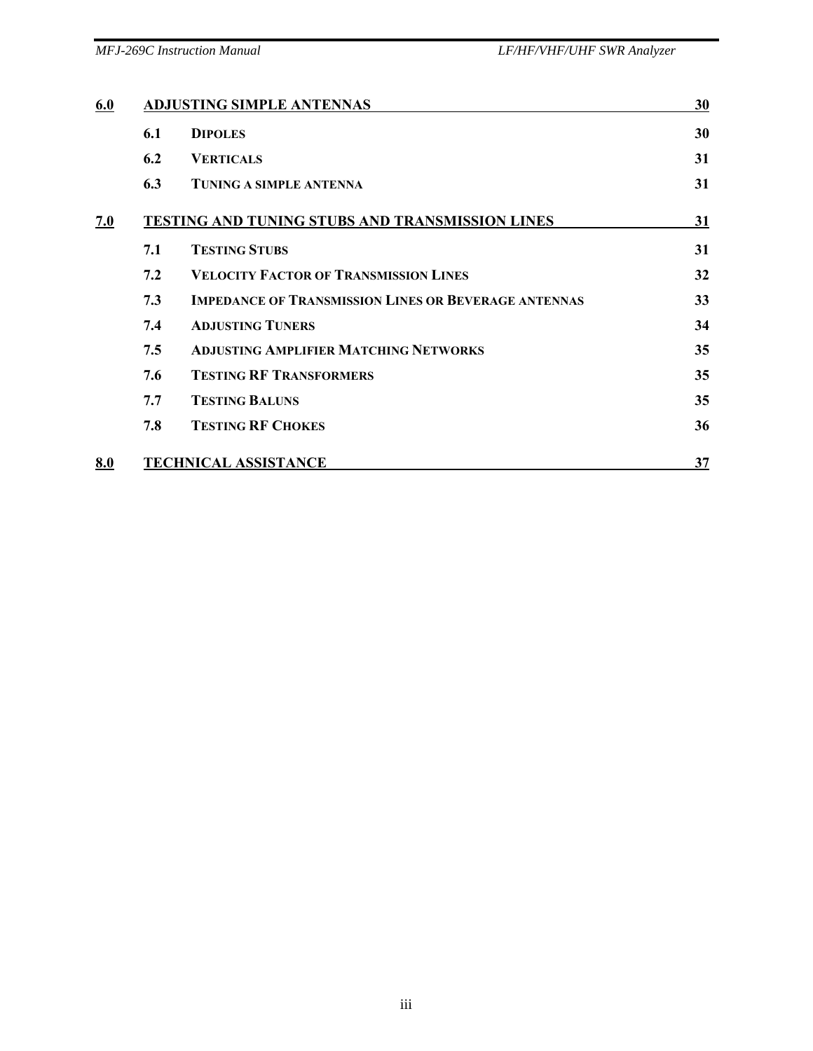| | | | |
|---|---|---|---|
| **6.0** | **ADJUSTING SIMPLE ANTENNAS** | | **30** |
| | **6.1** | **DIPOLES** | **30** |
| | **6.2** | **VERTICALS** | **31** |
| | **6.3** | **TUNING A SIMPLE ANTENNA** | **31** |
| **7.0** | **TESTING AND TUNING STUBS AND TRANSMISSION LINES** | | **31** |
| | **7.1** | **TESTING STUBS** | **31** |
| | **7.2** | **VELOCITY FACTOR OF TRANSMISSION LINES** | **32** |
| | **7.3** | **IMPEDANCE OF TRANSMISSION LINES OR BEVERAGE ANTENNAS** | **33** |
| | **7.4** | **ADJUSTING TUNERS** | **34** |
| | **7.5** | **ADJUSTING AMPLIFIER MATCHING NETWORKS** | **35** |
| | **7.6** | **TESTING RF TRANSFORMERS** | **35** |
| | **7.7** | **TESTING BALUNS** | **35** |
| | **7.8** | **TESTING RF CHOKES** | **36** |
| **8.0** | **TECHNICAL ASSISTANCE** | | **37** |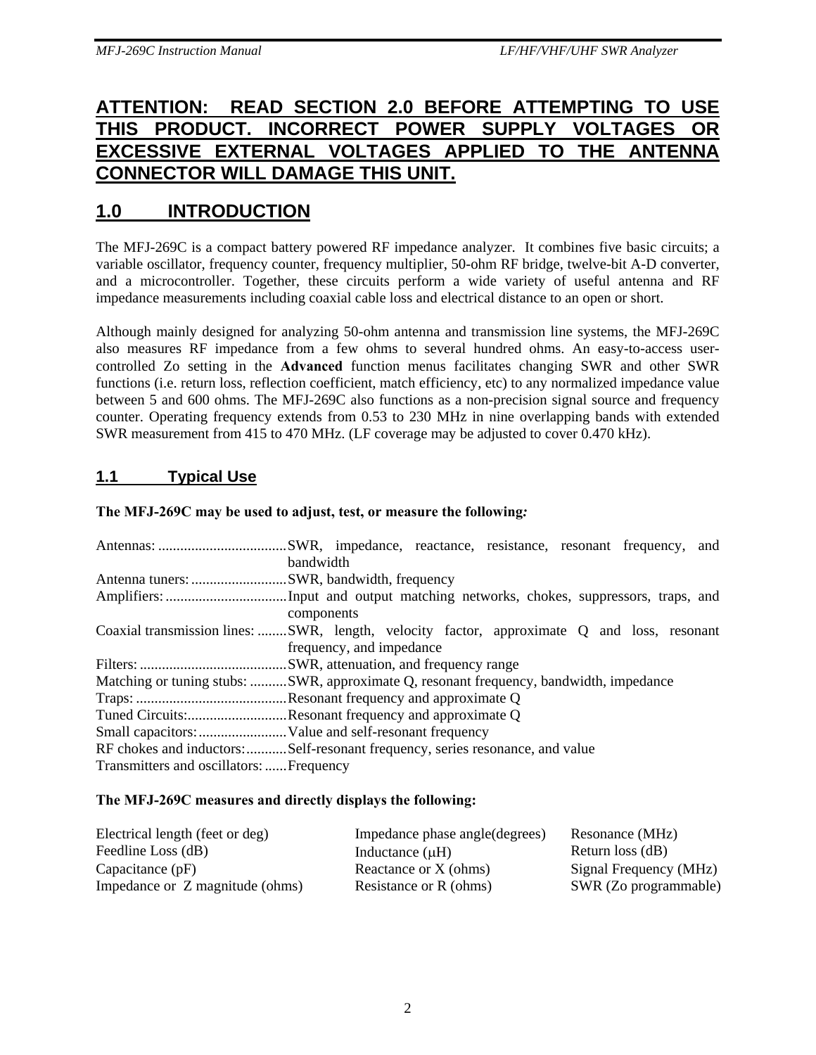**ATTENTION: READ SECTION 2.0 BEFORE ATTEMPTING TO USE THIS PRODUCT. INCORRECT POWER SUPPLY VOLTAGES OR EXCESSIVE EXTERNAL VOLTAGES APPLIED TO THE ANTENNA CONNECTOR WILL DAMAGE THIS UNIT.**

# 1.0 INTRODUCTION

The MFJ-269C is a compact battery powered RF impedance analyzer. It combines five basic circuits; a variable oscillator, frequency counter, frequency multiplier, 50-ohm RF bridge, twelve-bit A-D converter, and a microcontroller. Together, these circuits perform a wide variety of useful antenna and RF impedance measurements including coaxial cable loss and electrical distance to an open or short.

Although mainly designed for analyzing 50-ohm antenna and transmission line systems, the MFJ-269C also measures RF impedance from a few ohms to several hundred ohms. An easy-to-access user-controlled Zo setting in the **Advanced** function menus facilitates changing SWR and other SWR functions (i.e. return loss, reflection coefficient, match efficiency, etc) to any normalized impedance value between 5 and 600 ohms. The MFJ-269C also functions as a non-precision signal source and frequency counter. Operating frequency extends from 0.53 to 230 MHz in nine overlapping bands with extended SWR measurement from 415 to 470 MHz. (LF coverage may be adjusted to cover 0.470 kHz).

## 1.1 Typical Use

**The MFJ-269C may be used to adjust, test, or measure the following:**

| | |
|---|---|
| Antennas: | SWR, impedance, reactance, resistance, resonant frequency, and bandwidth |
| Antenna tuners: | SWR, bandwidth, frequency |
| Amplifiers: | Input and output matching networks, chokes, suppressors, traps, and components |
| Coaxial transmission lines: | SWR, length, velocity factor, approximate Q and loss, resonant frequency, and impedance |
| Filters: | SWR, attenuation, and frequency range |
| Matching or tuning stubs: | SWR, approximate Q, resonant frequency, bandwidth, impedance |
| Traps: | Resonant frequency and approximate Q |
| Tuned Circuits: | Resonant frequency and approximate Q |
| Small capacitors: | Value and self-resonant frequency |
| RF chokes and inductors: | Self-resonant frequency, series resonance, and value |
| Transmitters and oscillators: | Frequency |

**The MFJ-269C measures and directly displays the following:**

| | | |
|---|---|---|
| Electrical length (feet or deg) | Impedance phase angle(degrees) | Resonance (MHz) |
| Feedline Loss (dB) | Inductance (μH) | Return loss (dB) |
| Capacitance (pF) | Reactance or X (ohms) | Signal Frequency (MHz) |
| Impedance or Z magnitude (ohms) | Resistance or R (ohms) | SWR (Zo programmable) |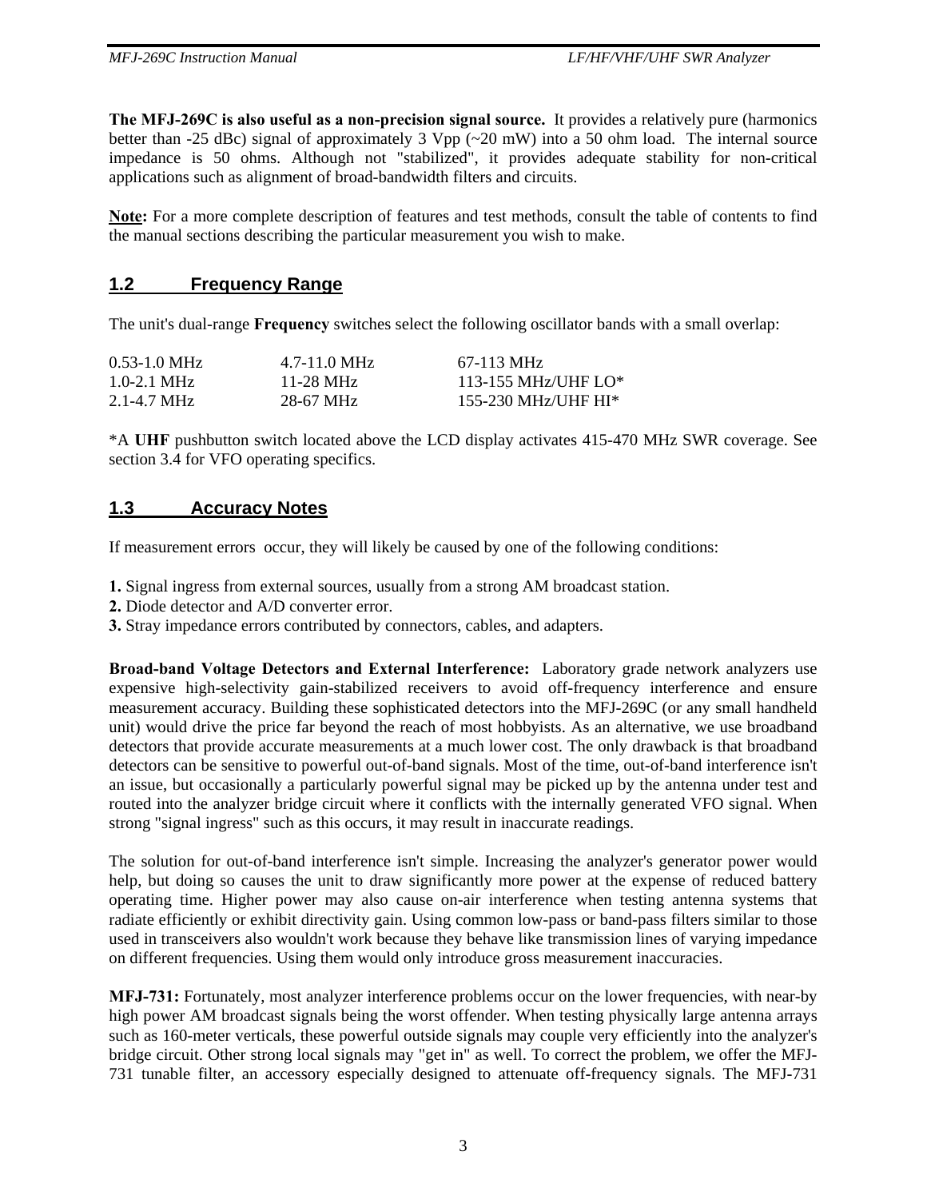**The MFJ-269C is also useful as a non-precision signal source.** It provides a relatively pure (harmonics better than -25 dBc) signal of approximately 3 Vpp (~20 mW) into a 50 ohm load. The internal source impedance is 50 ohms. Although not "stabilized", it provides adequate stability for non-critical applications such as alignment of broad-bandwidth filters and circuits.

**Note:** For a more complete description of features and test methods, consult the table of contents to find the manual sections describing the particular measurement you wish to make.

## 1.2 Frequency Range

The unit's dual-range **Frequency** switches select the following oscillator bands with a small overlap:

| | | |
|---|---|---|
| 0.53-1.0 MHz | 4.7-11.0 MHz | 67-113 MHz |
| 1.0-2.1 MHz | 11-28 MHz | 113-155 MHz/UHF LO* |
| 2.1-4.7 MHz | 28-67 MHz | 155-230 MHz/UHF HI* |

*A **UHF** pushbutton switch located above the LCD display activates 415-470 MHz SWR coverage. See section 3.4 for VFO operating specifics.

## 1.3 Accuracy Notes

If measurement errors occur, they will likely be caused by one of the following conditions:

**1.** Signal ingress from external sources, usually from a strong AM broadcast station.
**2.** Diode detector and A/D converter error.
**3.** Stray impedance errors contributed by connectors, cables, and adapters.

**Broad-band Voltage Detectors and External Interference:** Laboratory grade network analyzers use expensive high-selectivity gain-stabilized receivers to avoid off-frequency interference and ensure measurement accuracy. Building these sophisticated detectors into the MFJ-269C (or any small handheld unit) would drive the price far beyond the reach of most hobbyists. As an alternative, we use broadband detectors that provide accurate measurements at a much lower cost. The only drawback is that broadband detectors can be sensitive to powerful out-of-band signals. Most of the time, out-of-band interference isn't an issue, but occasionally a particularly powerful signal may be picked up by the antenna under test and routed into the analyzer bridge circuit where it conflicts with the internally generated VFO signal. When strong "signal ingress" such as this occurs, it may result in inaccurate readings.

The solution for out-of-band interference isn't simple. Increasing the analyzer's generator power would help, but doing so causes the unit to draw significantly more power at the expense of reduced battery operating time. Higher power may also cause on-air interference when testing antenna systems that radiate efficiently or exhibit directivity gain. Using common low-pass or band-pass filters similar to those used in transceivers also wouldn't work because they behave like transmission lines of varying impedance on different frequencies. Using them would only introduce gross measurement inaccuracies.

**MFJ-731:** Fortunately, most analyzer interference problems occur on the lower frequencies, with near-by high power AM broadcast signals being the worst offender. When testing physically large antenna arrays such as 160-meter verticals, these powerful outside signals may couple very efficiently into the analyzer's bridge circuit. Other strong local signals may "get in" as well. To correct the problem, we offer the MFJ-731 tunable filter, an accessory especially designed to attenuate off-frequency signals. The MFJ-731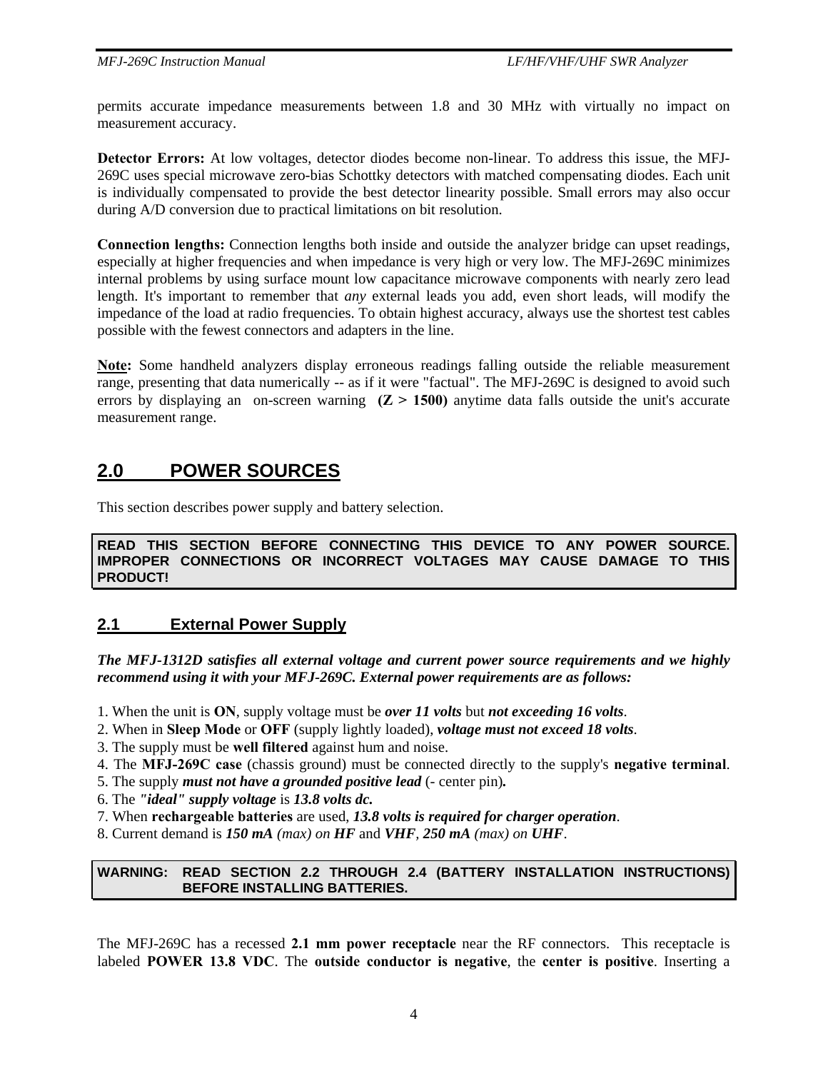permits accurate impedance measurements between 1.8 and 30 MHz with virtually no impact on measurement accuracy.

**Detector Errors:** At low voltages, detector diodes become non-linear. To address this issue, the MFJ-269C uses special microwave zero-bias Schottky detectors with matched compensating diodes. Each unit is individually compensated to provide the best detector linearity possible. Small errors may also occur during A/D conversion due to practical limitations on bit resolution.

**Connection lengths:** Connection lengths both inside and outside the analyzer bridge can upset readings, especially at higher frequencies and when impedance is very high or very low. The MFJ-269C minimizes internal problems by using surface mount low capacitance microwave components with nearly zero lead length. It's important to remember that *any* external leads you add, even short leads, will modify the impedance of the load at radio frequencies. To obtain highest accuracy, always use the shortest test cables possible with the fewest connectors and adapters in the line.

**Note:** Some handheld analyzers display erroneous readings falling outside the reliable measurement range, presenting that data numerically -- as if it were "factual". The MFJ-269C is designed to avoid such errors by displaying an on-screen warning **(Z > 1500)** anytime data falls outside the unit's accurate measurement range.

## 2.0 POWER SOURCES

This section describes power supply and battery selection.

**READ THIS SECTION BEFORE CONNECTING THIS DEVICE TO ANY POWER SOURCE. IMPROPER CONNECTIONS OR INCORRECT VOLTAGES MAY CAUSE DAMAGE TO THIS PRODUCT!**

### 2.1 External Power Supply

***The MFJ-1312D satisfies all external voltage and current power source requirements and we highly recommend using it with your MFJ-269C. External power requirements are as follows:***

1. When the unit is **ON**, supply voltage must be ***over 11 volts*** but ***not exceeding 16 volts***.
2. When in **Sleep Mode** or **OFF** (supply lightly loaded), ***voltage must not exceed 18 volts***.
3. The supply must be **well filtered** against hum and noise.
4. The **MFJ-269C case** (chassis ground) must be connected directly to the supply's **negative terminal**.
5. The supply ***must not have a grounded positive lead*** (- center pin)**.**
6. The ***"ideal" supply voltage*** is ***13.8 volts dc.***
7. When **rechargeable batteries** are used, ***13.8 volts is required for charger operation***.
8. Current demand is ***150 mA*** *(max) on* ***HF*** and ***VHF***, ***250 mA*** *(max) on* ***UHF***.

**WARNING: READ SECTION 2.2 THROUGH 2.4 (BATTERY INSTALLATION INSTRUCTIONS) BEFORE INSTALLING BATTERIES.**

The MFJ-269C has a recessed **2.1 mm power receptacle** near the RF connectors. This receptacle is labeled **POWER 13.8 VDC**. The **outside conductor is negative**, the **center is positive**. Inserting a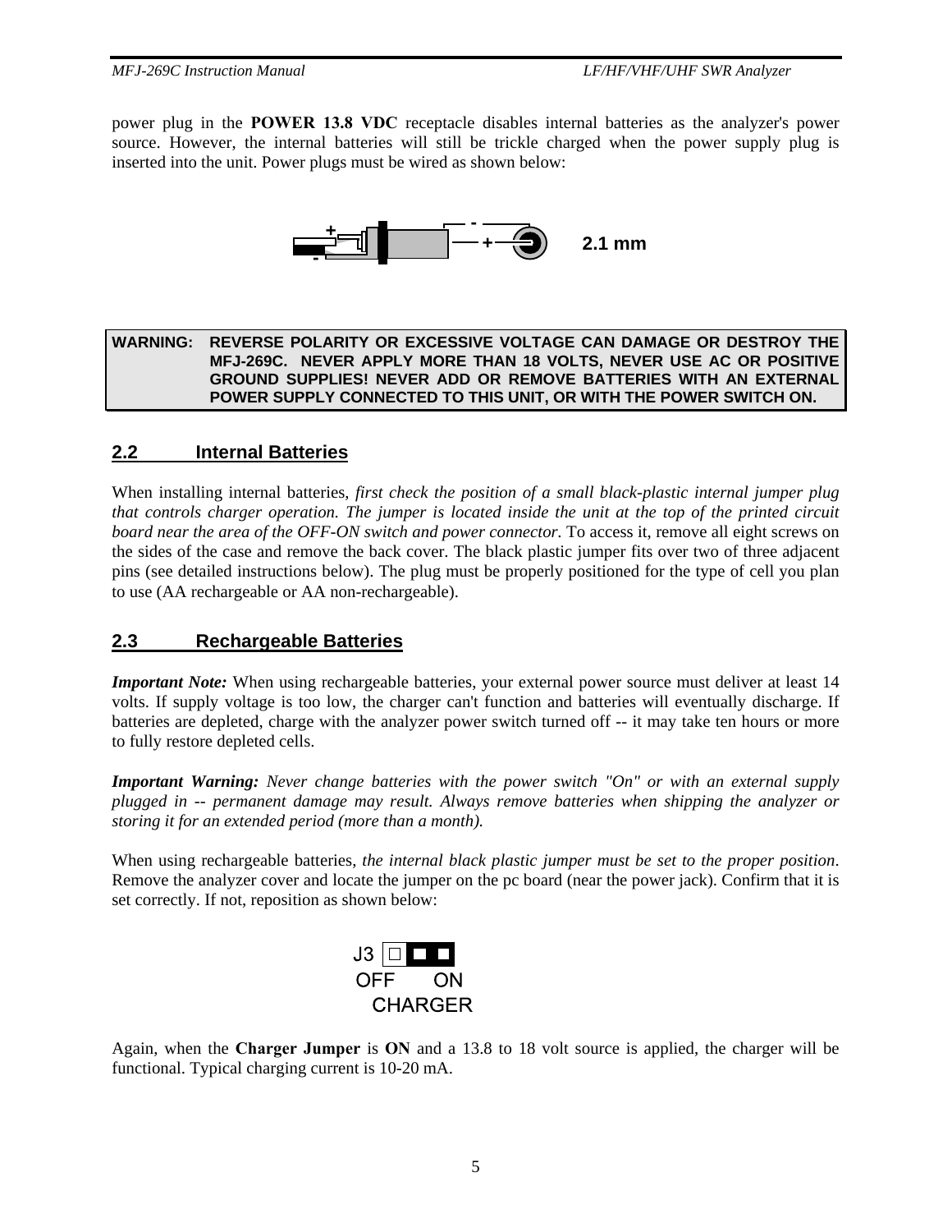power plug in the **POWER 13.8 VDC** receptacle disables internal batteries as the analyzer's power source. However, the internal batteries will still be trickle charged when the power supply plug is inserted into the unit. Power plugs must be wired as shown below:

2.1 mm

**WARNING: REVERSE POLARITY OR EXCESSIVE VOLTAGE CAN DAMAGE OR DESTROY THE MFJ-269C. NEVER APPLY MORE THAN 18 VOLTS, NEVER USE AC OR POSITIVE GROUND SUPPLIES! NEVER ADD OR REMOVE BATTERIES WITH AN EXTERNAL POWER SUPPLY CONNECTED TO THIS UNIT, OR WITH THE POWER SWITCH ON.**

## 2.2 Internal Batteries

When installing internal batteries, *first check the position of a small black-plastic internal jumper plug that controls charger operation. The jumper is located inside the unit at the top of the printed circuit board near the area of the OFF-ON switch and power connector*. To access it, remove all eight screws on the sides of the case and remove the back cover. The black plastic jumper fits over two of three adjacent pins (see detailed instructions below). The plug must be properly positioned for the type of cell you plan to use (AA rechargeable or AA non-rechargeable).

## 2.3 Rechargeable Batteries

***Important Note:*** When using rechargeable batteries, your external power source must deliver at least 14 volts. If supply voltage is too low, the charger can't function and batteries will eventually discharge. If batteries are depleted, charge with the analyzer power switch turned off -- it may take ten hours or more to fully restore depleted cells.

***Important Warning:*** *Never change batteries with the power switch "On" or with an external supply plugged in -- permanent damage may result. Always remove batteries when shipping the analyzer or storing it for an extended period (more than a month).*

When using rechargeable batteries, *the internal black plastic jumper must be set to the proper position*. Remove the analyzer cover and locate the jumper on the pc board (near the power jack). Confirm that it is set correctly. If not, reposition as shown below:

J3
OFF ON
CHARGER

Again, when the **Charger Jumper** is **ON** and a 13.8 to 18 volt source is applied, the charger will be functional. Typical charging current is 10-20 mA.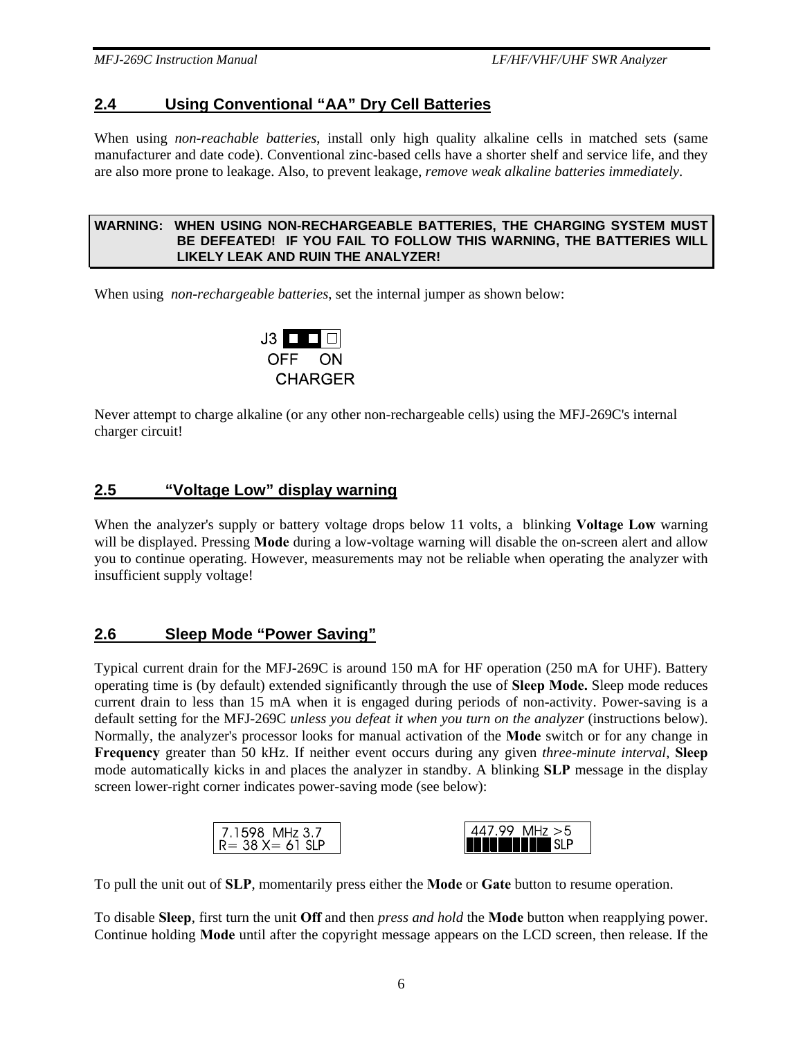## 2.4 Using Conventional "AA" Dry Cell Batteries

When using *non-reachable batteries*, install only high quality alkaline cells in matched sets (same manufacturer and date code). Conventional zinc-based cells have a shorter shelf and service life, and they are also more prone to leakage. Also, to prevent leakage, *remove weak alkaline batteries immediately*.

**WARNING: WHEN USING NON-RECHARGEABLE BATTERIES, THE CHARGING SYSTEM MUST BE DEFEATED! IF YOU FAIL TO FOLLOW THIS WARNING, THE BATTERIES WILL LIKELY LEAK AND RUIN THE ANALYZER!**

When using *non-rechargeable batteries*, set the internal jumper as shown below:

J3 ■ ■ □
OFF ON
CHARGER

Never attempt to charge alkaline (or any other non-rechargeable cells) using the MFJ-269C's internal charger circuit!

## 2.5 "Voltage Low" display warning

When the analyzer's supply or battery voltage drops below 11 volts, a blinking **Voltage Low** warning will be displayed. Pressing **Mode** during a low-voltage warning will disable the on-screen alert and allow you to continue operating. However, measurements may not be reliable when operating the analyzer with insufficient supply voltage!

## 2.6 Sleep Mode "Power Saving"

Typical current drain for the MFJ-269C is around 150 mA for HF operation (250 mA for UHF). Battery operating time is (by default) extended significantly through the use of **Sleep Mode.** Sleep mode reduces current drain to less than 15 mA when it is engaged during periods of non-activity. Power-saving is a default setting for the MFJ-269C *unless you defeat it when you turn on the analyzer* (instructions below). Normally, the analyzer's processor looks for manual activation of the **Mode** switch or for any change in **Frequency** greater than 50 kHz. If neither event occurs during any given *three-minute interval*, **Sleep** mode automatically kicks in and places the analyzer in standby. A blinking **SLP** message in the display screen lower-right corner indicates power-saving mode (see below):

```
7.1598 MHz 3.7
R= 38 X= 61 SLP
```

```
447.99 MHz >5
█████████ SLP
```

To pull the unit out of **SLP**, momentarily press either the **Mode** or **Gate** button to resume operation.

To disable **Sleep**, first turn the unit **Off** and then *press and hold* the **Mode** button when reapplying power. Continue holding **Mode** until after the copyright message appears on the LCD screen, then release. If the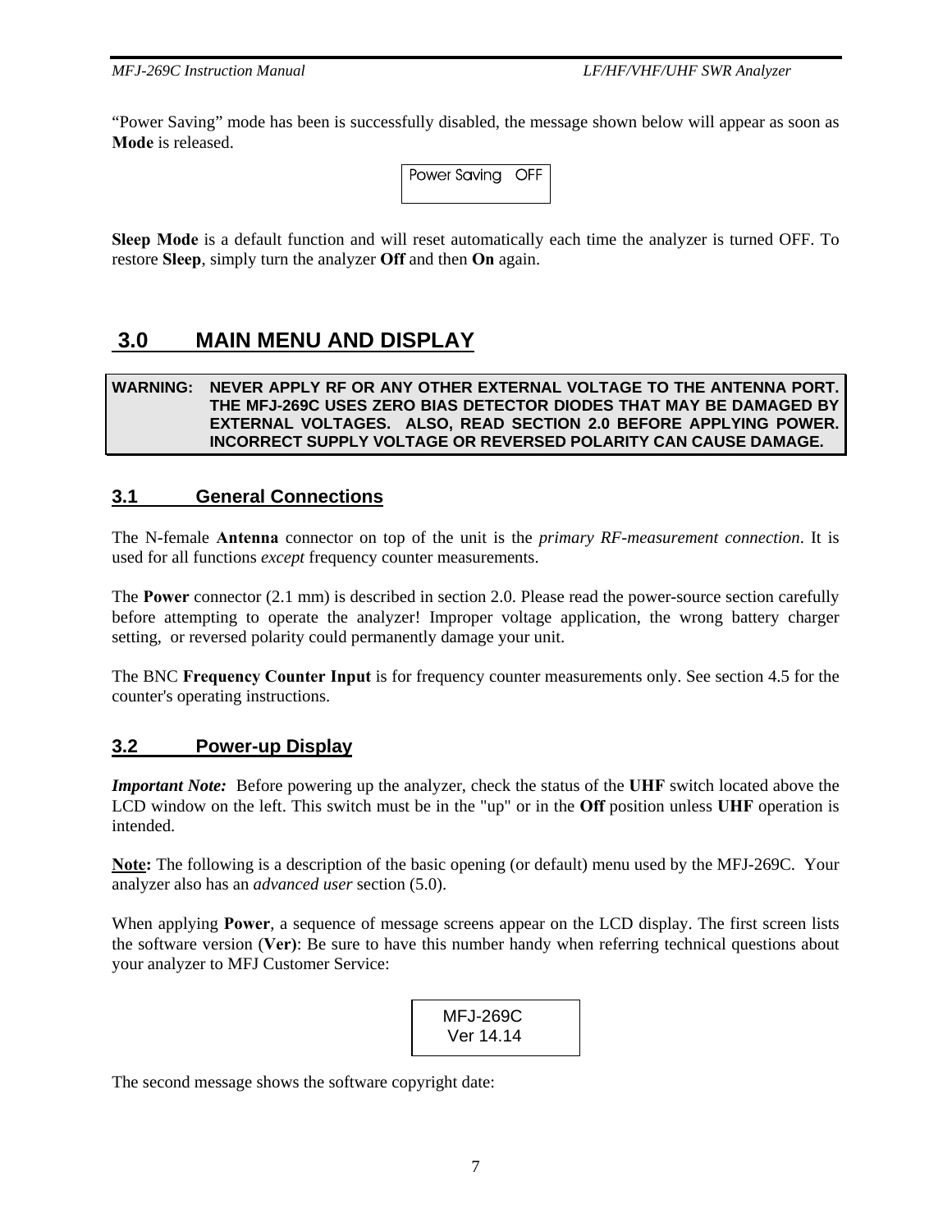"Power Saving" mode has been is successfully disabled, the message shown below will appear as soon as **Mode** is released.

```
Power Saving   OFF
```

**Sleep Mode** is a default function and will reset automatically each time the analyzer is turned OFF. To restore **Sleep**, simply turn the analyzer **Off** and then **On** again.

# 3.0 MAIN MENU AND DISPLAY

**WARNING: NEVER APPLY RF OR ANY OTHER EXTERNAL VOLTAGE TO THE ANTENNA PORT. THE MFJ-269C USES ZERO BIAS DETECTOR DIODES THAT MAY BE DAMAGED BY EXTERNAL VOLTAGES. ALSO, READ SECTION 2.0 BEFORE APPLYING POWER. INCORRECT SUPPLY VOLTAGE OR REVERSED POLARITY CAN CAUSE DAMAGE.**

## 3.1 General Connections

The N-female **Antenna** connector on top of the unit is the *primary RF-measurement connection*. It is used for all functions *except* frequency counter measurements.

The **Power** connector (2.1 mm) is described in section 2.0. Please read the power-source section carefully before attempting to operate the analyzer! Improper voltage application, the wrong battery charger setting, or reversed polarity could permanently damage your unit.

The BNC **Frequency Counter Input** is for frequency counter measurements only. See section 4.5 for the counter's operating instructions.

## 3.2 Power-up Display

***Important Note:*** Before powering up the analyzer, check the status of the **UHF** switch located above the LCD window on the left. This switch must be in the "up" or in the **Off** position unless **UHF** operation is intended.

**Note:** The following is a description of the basic opening (or default) menu used by the MFJ-269C. Your analyzer also has an *advanced user* section (5.0).

When applying **Power**, a sequence of message screens appear on the LCD display. The first screen lists the software version (**Ver)**: Be sure to have this number handy when referring technical questions about your analyzer to MFJ Customer Service:

```
MFJ-269C
Ver 14.14
```

The second message shows the software copyright date: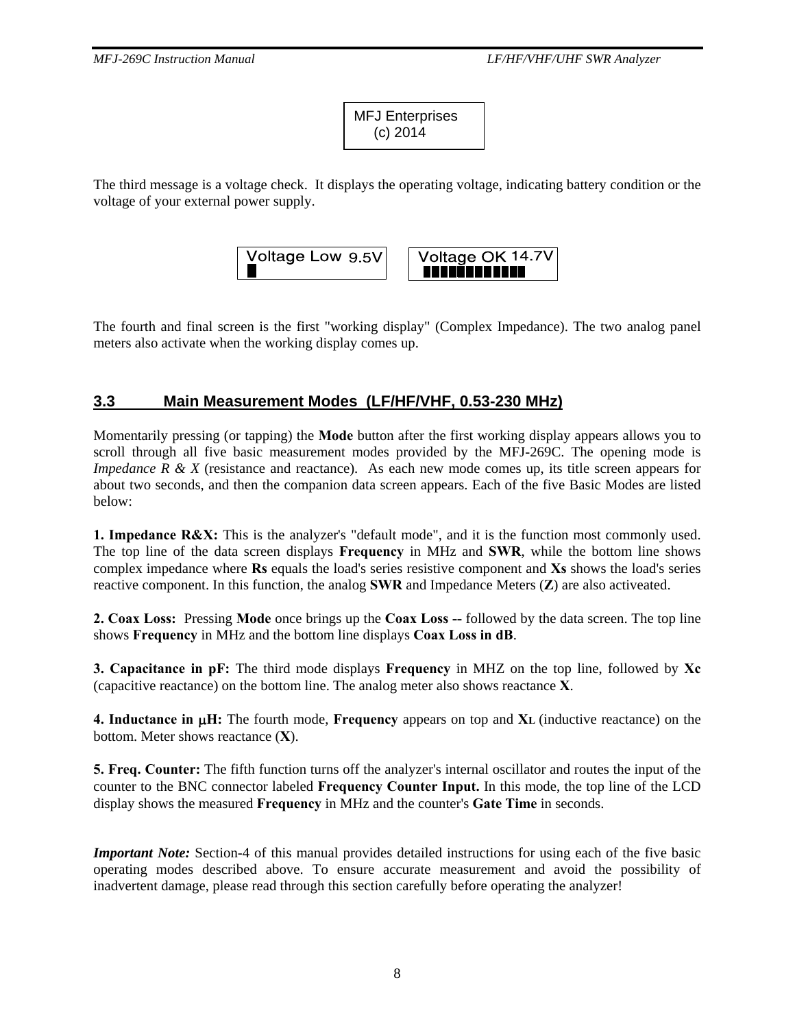```
MFJ Enterprises
    (c) 2014
```

The third message is a voltage check. It displays the operating voltage, indicating battery condition or the voltage of your external power supply.

```
Voltage Low 9.5V        Voltage OK 14.7V
█                       ████████████
```

The fourth and final screen is the first "working display" (Complex Impedance). The two analog panel meters also activate when the working display comes up.

## 3.3 Main Measurement Modes (LF/HF/VHF, 0.53-230 MHz)

Momentarily pressing (or tapping) the **Mode** button after the first working display appears allows you to scroll through all five basic measurement modes provided by the MFJ-269C. The opening mode is *Impedance R & X* (resistance and reactance). As each new mode comes up, its title screen appears for about two seconds, and then the companion data screen appears. Each of the five Basic Modes are listed below:

**1. Impedance R&X:** This is the analyzer's "default mode", and it is the function most commonly used. The top line of the data screen displays **Frequency** in MHz and **SWR**, while the bottom line shows complex impedance where **Rs** equals the load's series resistive component and **Xs** shows the load's series reactive component. In this function, the analog **SWR** and Impedance Meters (**Z**) are also activeated.

**2. Coax Loss:** Pressing **Mode** once brings up the **Coax Loss --** followed by the data screen. The top line shows **Frequency** in MHz and the bottom line displays **Coax Loss in dB**.

**3. Capacitance in pF:** The third mode displays **Frequency** in MHZ on the top line, followed by **Xc** (capacitive reactance) on the bottom line. The analog meter also shows reactance **X**.

**4. Inductance in µH:** The fourth mode, **Frequency** appears on top and **XL** (inductive reactance) on the bottom. Meter shows reactance (**X**).

**5. Freq. Counter:** The fifth function turns off the analyzer's internal oscillator and routes the input of the counter to the BNC connector labeled **Frequency Counter Input.** In this mode, the top line of the LCD display shows the measured **Frequency** in MHz and the counter's **Gate Time** in seconds.

***Important Note:*** Section-4 of this manual provides detailed instructions for using each of the five basic operating modes described above. To ensure accurate measurement and avoid the possibility of inadvertent damage, please read through this section carefully before operating the analyzer!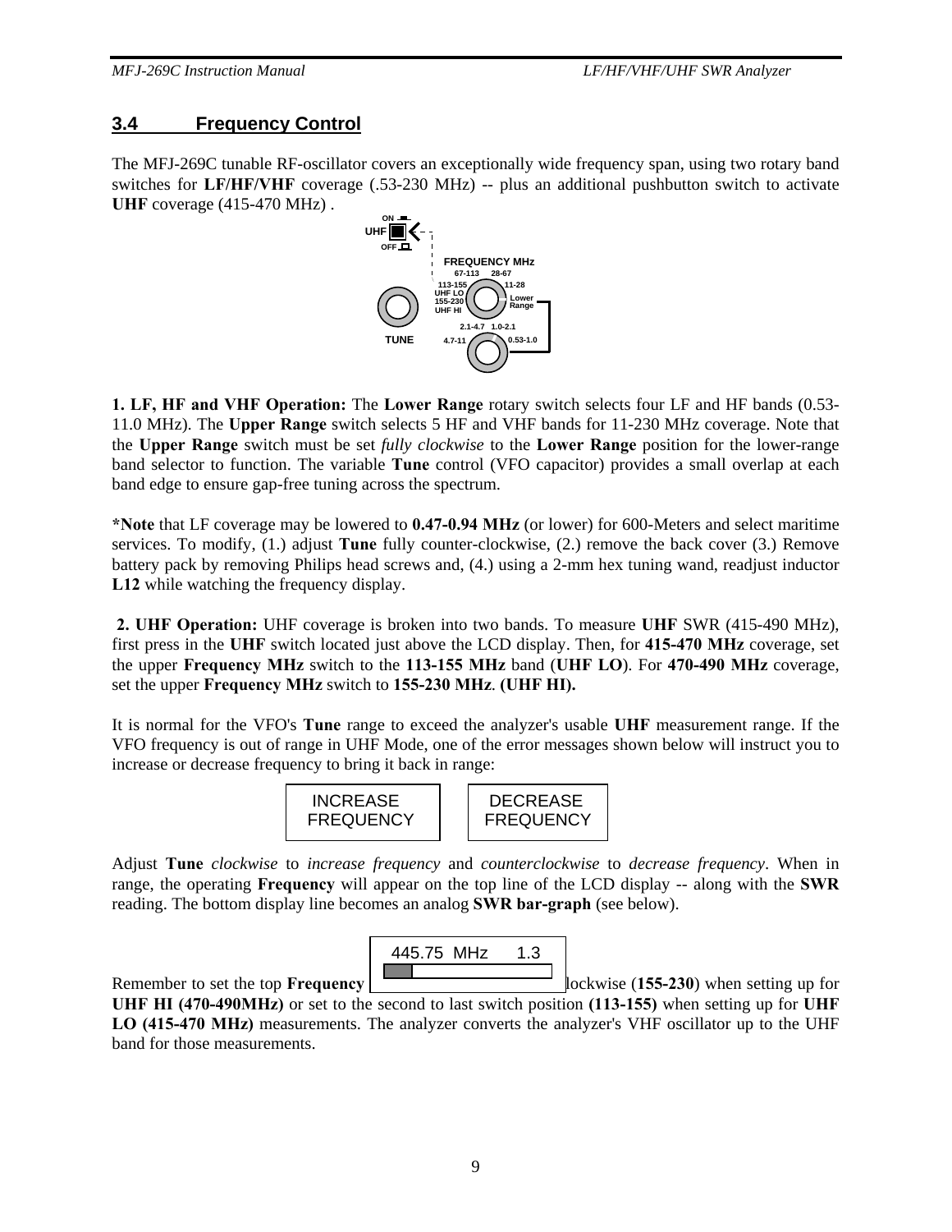## 3.4 Frequency Control

The MFJ-269C tunable RF-oscillator covers an exceptionally wide frequency span, using two rotary band switches for **LF/HF/VHF** coverage (.53-230 MHz) -- plus an additional pushbutton switch to activate **UHF** coverage (415-470 MHz) .

ON
UHF
OFF
FREQUENCY MHz
67-113 28-67
113-155 11-28
UHF LO
155-230 Lower Range
UHF HI
2.1-4.7 1.0-2.1
TUNE 4.7-11 0.53-1.0

**1. LF, HF and VHF Operation:** The **Lower Range** rotary switch selects four LF and HF bands (0.53-11.0 MHz). The **Upper Range** switch selects 5 HF and VHF bands for 11-230 MHz coverage. Note that the **Upper Range** switch must be set *fully clockwise* to the **Lower Range** position for the lower-range band selector to function. The variable **Tune** control (VFO capacitor) provides a small overlap at each band edge to ensure gap-free tuning across the spectrum.

***Note** that LF coverage may be lowered to **0.47-0.94 MHz** (or lower) for 600-Meters and select maritime services. To modify, (1.) adjust **Tune** fully counter-clockwise, (2.) remove the back cover (3.) Remove battery pack by removing Philips head screws and, (4.) using a 2-mm hex tuning wand, readjust inductor **L12** while watching the frequency display.

**2. UHF Operation:** UHF coverage is broken into two bands. To measure **UHF** SWR (415-490 MHz), first press in the **UHF** switch located just above the LCD display. Then, for **415-470 MHz** coverage, set the upper **Frequency MHz** switch to the **113-155 MHz** band (**UHF LO**). For **470-490 MHz** coverage, set the upper **Frequency MHz** switch to **155-230 MHz**. **(UHF HI).**

It is normal for the VFO's **Tune** range to exceed the analyzer's usable **UHF** measurement range. If the VFO frequency is out of range in UHF Mode, one of the error messages shown below will instruct you to increase or decrease frequency to bring it back in range:

INCREASE FREQUENCY

DECREASE FREQUENCY

Adjust **Tune** *clockwise* to *increase frequency* and *counterclockwise* to *decrease frequency*. When in range, the operating **Frequency** will appear on the top line of the LCD display -- along with the **SWR** reading. The bottom display line becomes an analog **SWR bar-graph** (see below).

445.75 MHz 1.3

Remember to set the top **Frequency** [switch fully c]lockwise (**155-230**) when setting up for **UHF HI (470-490MHz)** or set to the second to last switch position **(113-155)** when setting up for **UHF LO (415-470 MHz)** measurements. The analyzer converts the analyzer's VHF oscillator up to the UHF band for those measurements.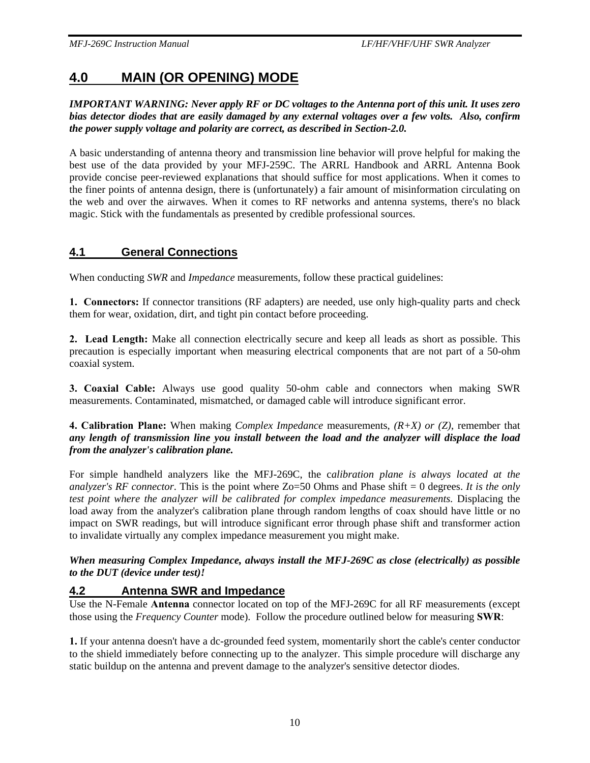# 4.0 MAIN (OR OPENING) MODE

***IMPORTANT WARNING: Never apply RF or DC voltages to the Antenna port of this unit. It uses zero bias detector diodes that are easily damaged by any external voltages over a few volts. Also, confirm the power supply voltage and polarity are correct, as described in Section-2.0.***

A basic understanding of antenna theory and transmission line behavior will prove helpful for making the best use of the data provided by your MFJ-259C. The ARRL Handbook and ARRL Antenna Book provide concise peer-reviewed explanations that should suffice for most applications. When it comes to the finer points of antenna design, there is (unfortunately) a fair amount of misinformation circulating on the web and over the airwaves. When it comes to RF networks and antenna systems, there's no black magic. Stick with the fundamentals as presented by credible professional sources.

## 4.1 General Connections

When conducting *SWR* and *Impedance* measurements, follow these practical guidelines:

**1. Connectors:** If connector transitions (RF adapters) are needed, use only high-quality parts and check them for wear, oxidation, dirt, and tight pin contact before proceeding.

**2. Lead Length:** Make all connection electrically secure and keep all leads as short as possible. This precaution is especially important when measuring electrical components that are not part of a 50-ohm coaxial system.

**3. Coaxial Cable:** Always use good quality 50-ohm cable and connectors when making SWR measurements. Contaminated, mismatched, or damaged cable will introduce significant error.

**4. Calibration Plane:** When making *Complex Impedance* measurements, *(R+X) or (Z)*, remember that ***any length of transmission line you install between the load and the analyzer will displace the load from the analyzer's calibration plane.***

For simple handheld analyzers like the MFJ-269C, the c*alibration plane is always located at the analyzer's RF connector*. This is the point where Zo=50 Ohms and Phase shift = 0 degrees. *It is the only test point where the analyzer will be calibrated for complex impedance measurements.* Displacing the load away from the analyzer's calibration plane through random lengths of coax should have little or no impact on SWR readings, but will introduce significant error through phase shift and transformer action to invalidate virtually any complex impedance measurement you might make.

***When measuring Complex Impedance, always install the MFJ-269C as close (electrically) as possible to the DUT (device under test)!***

## 4.2 Antenna SWR and Impedance

Use the N-Female **Antenna** connector located on top of the MFJ-269C for all RF measurements (except those using the *Frequency Counter* mode). Follow the procedure outlined below for measuring **SWR**:

**1.** If your antenna doesn't have a dc-grounded feed system, momentarily short the cable's center conductor to the shield immediately before connecting up to the analyzer. This simple procedure will discharge any static buildup on the antenna and prevent damage to the analyzer's sensitive detector diodes.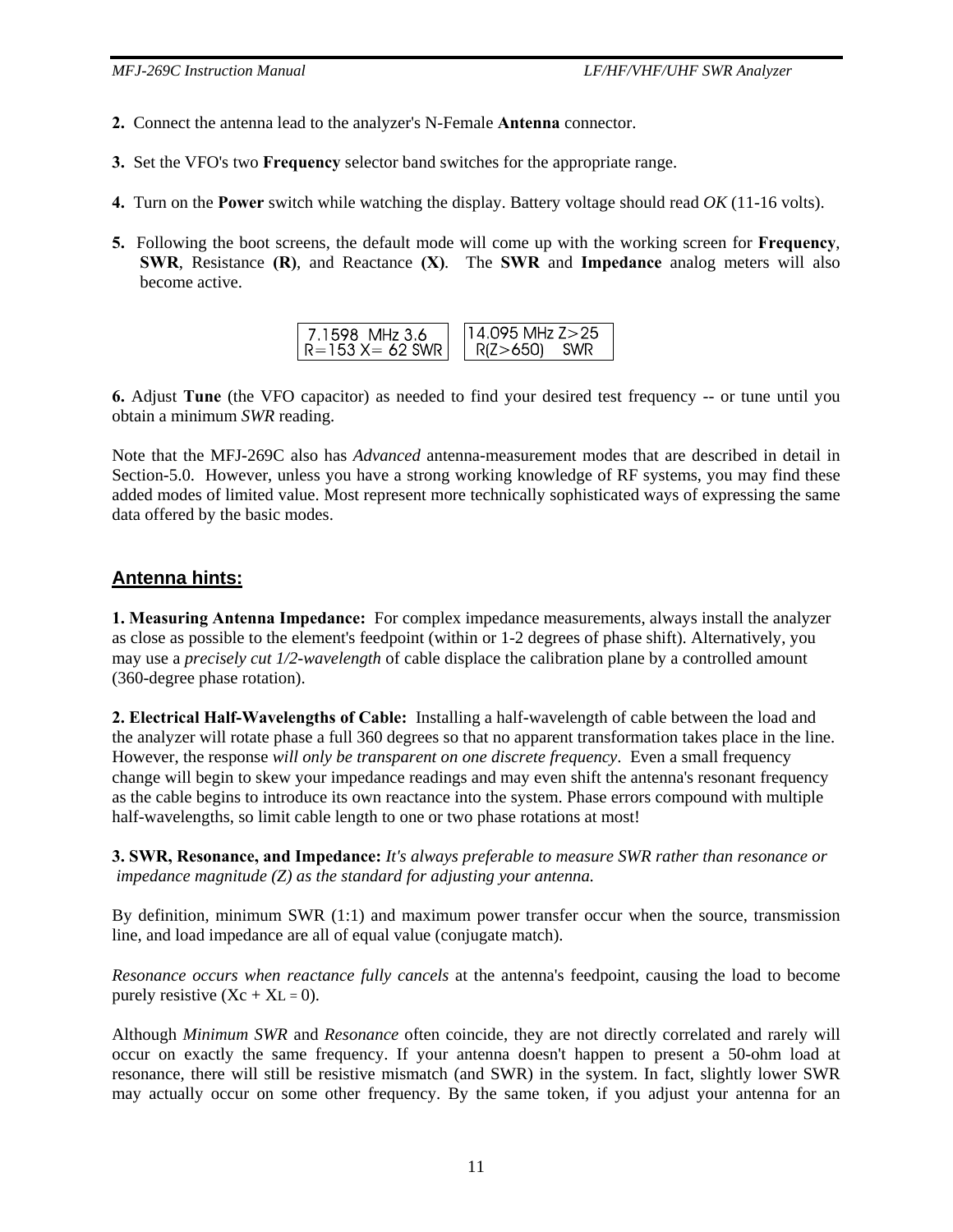**2.** Connect the antenna lead to the analyzer's N-Female **Antenna** connector.

**3.** Set the VFO's two **Frequency** selector band switches for the appropriate range.

**4.** Turn on the **Power** switch while watching the display. Battery voltage should read *OK* (11-16 volts).

**5.** Following the boot screens, the default mode will come up with the working screen for **Frequency**, **SWR**, Resistance **(R)**, and Reactance **(X)**. The **SWR** and **Impedance** analog meters will also become active.

```
7.1598  MHz 3.6        14.095 MHz Z>25
R=153 X= 62 SWR         R(Z>650)    SWR
```

**6.** Adjust **Tune** (the VFO capacitor) as needed to find your desired test frequency -- or tune until you obtain a minimum *SWR* reading.

Note that the MFJ-269C also has *Advanced* antenna-measurement modes that are described in detail in Section-5.0. However, unless you have a strong working knowledge of RF systems, you may find these added modes of limited value. Most represent more technically sophisticated ways of expressing the same data offered by the basic modes.

## Antenna hints:

**1. Measuring Antenna Impedance:** For complex impedance measurements, always install the analyzer as close as possible to the element's feedpoint (within or 1-2 degrees of phase shift). Alternatively, you may use a *precisely cut 1/2-wavelength* of cable displace the calibration plane by a controlled amount (360-degree phase rotation).

**2. Electrical Half-Wavelengths of Cable:** Installing a half-wavelength of cable between the load and the analyzer will rotate phase a full 360 degrees so that no apparent transformation takes place in the line. However, the response *will only be transparent on one discrete frequency*. Even a small frequency change will begin to skew your impedance readings and may even shift the antenna's resonant frequency as the cable begins to introduce its own reactance into the system. Phase errors compound with multiple half-wavelengths, so limit cable length to one or two phase rotations at most!

**3. SWR, Resonance, and Impedance:** *It's always preferable to measure SWR rather than resonance or impedance magnitude (Z) as the standard for adjusting your antenna.*

By definition, minimum SWR (1:1) and maximum power transfer occur when the source, transmission line, and load impedance are all of equal value (conjugate match).

*Resonance occurs when reactance fully cancels* at the antenna's feedpoint, causing the load to become purely resistive ($X_C + X_L = 0$).

Although *Minimum SWR* and *Resonance* often coincide, they are not directly correlated and rarely will occur on exactly the same frequency. If your antenna doesn't happen to present a 50-ohm load at resonance, there will still be resistive mismatch (and SWR) in the system. In fact, slightly lower SWR may actually occur on some other frequency. By the same token, if you adjust your antenna for an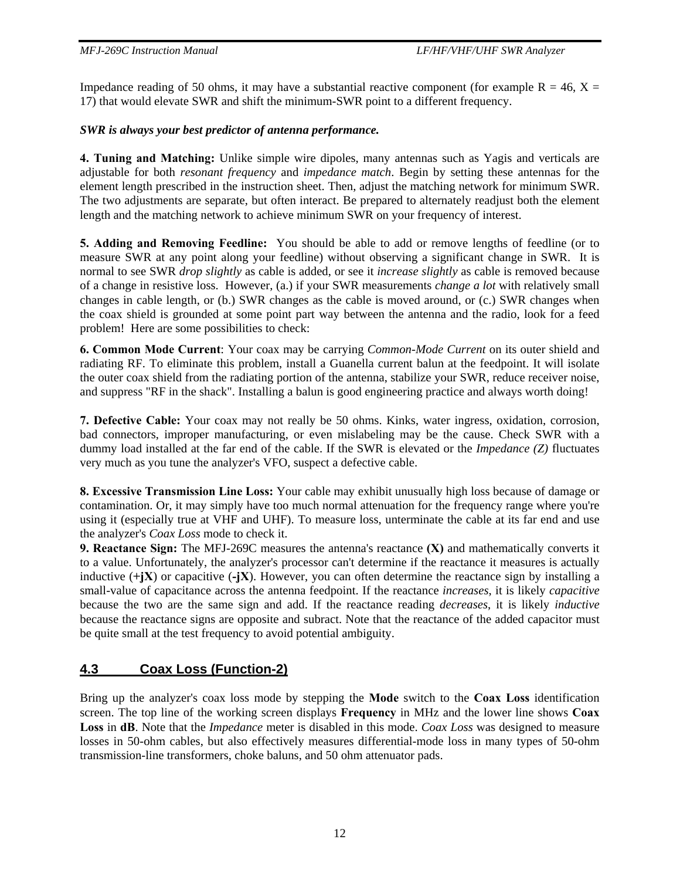Impedance reading of 50 ohms, it may have a substantial reactive component (for example R = 46, X = 17) that would elevate SWR and shift the minimum-SWR point to a different frequency.

***SWR is always your best predictor of antenna performance.***

**4. Tuning and Matching:** Unlike simple wire dipoles, many antennas such as Yagis and verticals are adjustable for both *resonant frequency* and *impedance match*. Begin by setting these antennas for the element length prescribed in the instruction sheet. Then, adjust the matching network for minimum SWR. The two adjustments are separate, but often interact. Be prepared to alternately readjust both the element length and the matching network to achieve minimum SWR on your frequency of interest.

**5. Adding and Removing Feedline:** You should be able to add or remove lengths of feedline (or to measure SWR at any point along your feedline) without observing a significant change in SWR. It is normal to see SWR *drop slightly* as cable is added, or see it *increase slightly* as cable is removed because of a change in resistive loss. However, (a.) if your SWR measurements *change a lot* with relatively small changes in cable length, or (b.) SWR changes as the cable is moved around, or (c.) SWR changes when the coax shield is grounded at some point part way between the antenna and the radio, look for a feed problem! Here are some possibilities to check:

**6. Common Mode Current**: Your coax may be carrying *Common-Mode Current* on its outer shield and radiating RF. To eliminate this problem, install a Guanella current balun at the feedpoint. It will isolate the outer coax shield from the radiating portion of the antenna, stabilize your SWR, reduce receiver noise, and suppress "RF in the shack". Installing a balun is good engineering practice and always worth doing!

**7. Defective Cable:** Your coax may not really be 50 ohms. Kinks, water ingress, oxidation, corrosion, bad connectors, improper manufacturing, or even mislabeling may be the cause. Check SWR with a dummy load installed at the far end of the cable. If the SWR is elevated or the *Impedance (Z)* fluctuates very much as you tune the analyzer's VFO, suspect a defective cable.

**8. Excessive Transmission Line Loss:** Your cable may exhibit unusually high loss because of damage or contamination. Or, it may simply have too much normal attenuation for the frequency range where you're using it (especially true at VHF and UHF). To measure loss, unterminate the cable at its far end and use the analyzer's *Coax Loss* mode to check it.

**9. Reactance Sign:** The MFJ-269C measures the antenna's reactance **(X)** and mathematically converts it to a value. Unfortunately, the analyzer's processor can't determine if the reactance it measures is actually inductive (**+jX**) or capacitive (**-jX**). However, you can often determine the reactance sign by installing a small-value of capacitance across the antenna feedpoint. If the reactance *increases*, it is likely *capacitive* because the two are the same sign and add. If the reactance reading *decreases*, it is likely *inductive* because the reactance signs are opposite and subract. Note that the reactance of the added capacitor must be quite small at the test frequency to avoid potential ambiguity.

## 4.3 Coax Loss (Function-2)

Bring up the analyzer's coax loss mode by stepping the **Mode** switch to the **Coax Loss** identification screen. The top line of the working screen displays **Frequency** in MHz and the lower line shows **Coax Loss** in **dB**. Note that the *Impedance* meter is disabled in this mode. *Coax Loss* was designed to measure losses in 50-ohm cables, but also effectively measures differential-mode loss in many types of 50-ohm transmission-line transformers, choke baluns, and 50 ohm attenuator pads.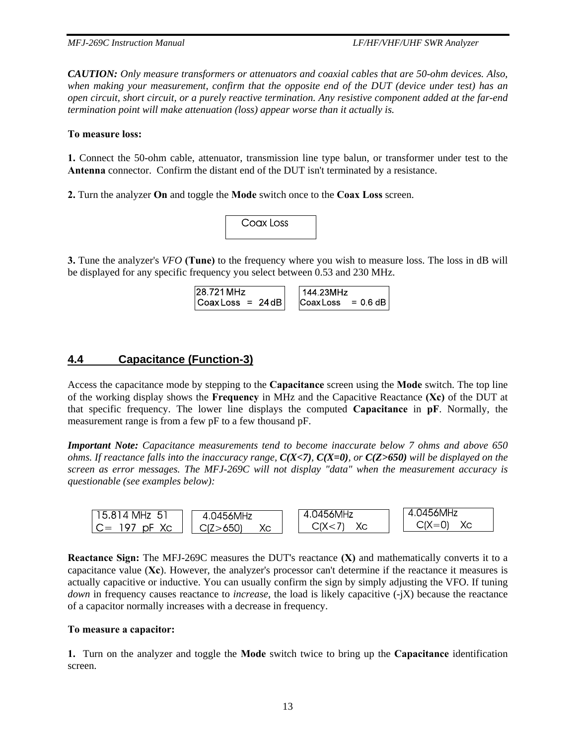***CAUTION:*** *Only measure transformers or attenuators and coaxial cables that are 50-ohm devices. Also, when making your measurement, confirm that the opposite end of the DUT (device under test) has an open circuit, short circuit, or a purely reactive termination. Any resistive component added at the far-end termination point will make attenuation (loss) appear worse than it actually is.*

**To measure loss:**

**1.** Connect the 50-ohm cable, attenuator, transmission line type balun, or transformer under test to the **Antenna** connector. Confirm the distant end of the DUT isn't terminated by a resistance.

**2.** Turn the analyzer **On** and toggle the **Mode** switch once to the **Coax Loss** screen.

```
Coax Loss
```

**3.** Tune the analyzer's *VFO* **(Tune)** to the frequency where you wish to measure loss. The loss in dB will be displayed for any specific frequency you select between 0.53 and 230 MHz.

```
28.721 MHz
Coax Loss  =  24 dB
```

```
144.23MHz
Coax Loss   = 0.6 dB
```

## 4.4 Capacitance (Function-3)

Access the capacitance mode by stepping to the **Capacitance** screen using the **Mode** switch. The top line of the working display shows the **Frequency** in MHz and the Capacitive Reactance **(Xc)** of the DUT at that specific frequency. The lower line displays the computed **Capacitance** in **pF**. Normally, the measurement range is from a few pF to a few thousand pF.

***Important Note:*** *Capacitance measurements tend to become inaccurate below 7 ohms and above 650 ohms. If reactance falls into the inaccuracy range,* ***C(X<7)****,* ***C(X=0)****, or* ***C(Z>650)*** *will be displayed on the screen as error messages. The MFJ-269C will not display "data" when the measurement accuracy is questionable (see examples below):*

```
15.814 MHz  51
C=  197  pF  Xc
```

```
4.0456MHz
C(Z>650)     Xc
```

```
4.0456MHz
C(X<7)    Xc
```

```
4.0456MHz
C(X=0)    Xc
```

**Reactance Sign:** The MFJ-269C measures the DUT's reactance **(X)** and mathematically converts it to a capacitance value (**Xc**). However, the analyzer's processor can't determine if the reactance it measures is actually capacitive or inductive. You can usually confirm the sign by simply adjusting the VFO. If tuning *down* in frequency causes reactance to *increase*, the load is likely capacitive (-jX) because the reactance of a capacitor normally increases with a decrease in frequency.

**To measure a capacitor:**

**1.** Turn on the analyzer and toggle the **Mode** switch twice to bring up the **Capacitance** identification screen.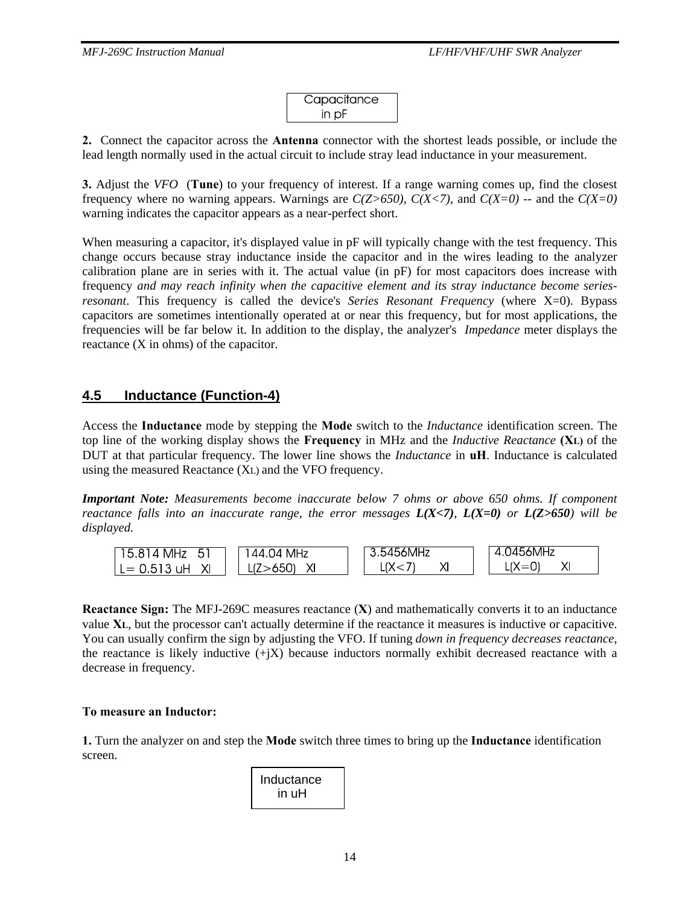```
Capacitance
   in pF
```

**2.** Connect the capacitor across the **Antenna** connector with the shortest leads possible, or include the lead length normally used in the actual circuit to include stray lead inductance in your measurement.

**3.** Adjust the *VFO* (**Tune**) to your frequency of interest. If a range warning comes up, find the closest frequency where no warning appears. Warnings are *C(Z>650)*, *C(X<7)*, and *C(X=0)* -- and the *C(X=0)* warning indicates the capacitor appears as a near-perfect short.

When measuring a capacitor, it's displayed value in pF will typically change with the test frequency. This change occurs because stray inductance inside the capacitor and in the wires leading to the analyzer calibration plane are in series with it. The actual value (in pF) for most capacitors does increase with frequency *and may reach infinity when the capacitive element and its stray inductance become series-resonant*. This frequency is called the device's *Series Resonant Frequency* (where X=0). Bypass capacitors are sometimes intentionally operated at or near this frequency, but for most applications, the frequencies will be far below it. In addition to the display, the analyzer's *Impedance* meter displays the reactance (X in ohms) of the capacitor.

## 4.5 Inductance (Function-4)

Access the **Inductance** mode by stepping the **Mode** switch to the *Inductance* identification screen. The top line of the working display shows the **Frequency** in MHz and the *Inductive Reactance* **($X_L$)** of the DUT at that particular frequency. The lower line shows the *Inductance* in **uH**. Inductance is calculated using the measured Reactance ($X_L$) and the VFO frequency.

***Important Note:*** *Measurements become inaccurate below 7 ohms or above 650 ohms. If component reactance falls into an inaccurate range, the error messages* ***L(X<7)***, ***L(X=0)*** *or* ***L(Z>650)*** *will be displayed.*

```
15.814 MHz   51
L= 0.513 uH   XI
```

```
144.04 MHz
 L(Z>650)   XI
```

```
3.5456MHz
  L(X<7)      XI
```

```
4.0456MHz
  L(X=0)      XI
```

**Reactance Sign:** The MFJ-269C measures reactance (**X**) and mathematically converts it to an inductance value **$X_L$**, but the processor can't actually determine if the reactance it measures is inductive or capacitive. You can usually confirm the sign by adjusting the VFO. If tuning *down in frequency decreases reactance*, the reactance is likely inductive (+jX) because inductors normally exhibit decreased reactance with a decrease in frequency.

**To measure an Inductor:**

**1.** Turn the analyzer on and step the **Mode** switch three times to bring up the **Inductance** identification screen.

```
Inductance
   in uH
```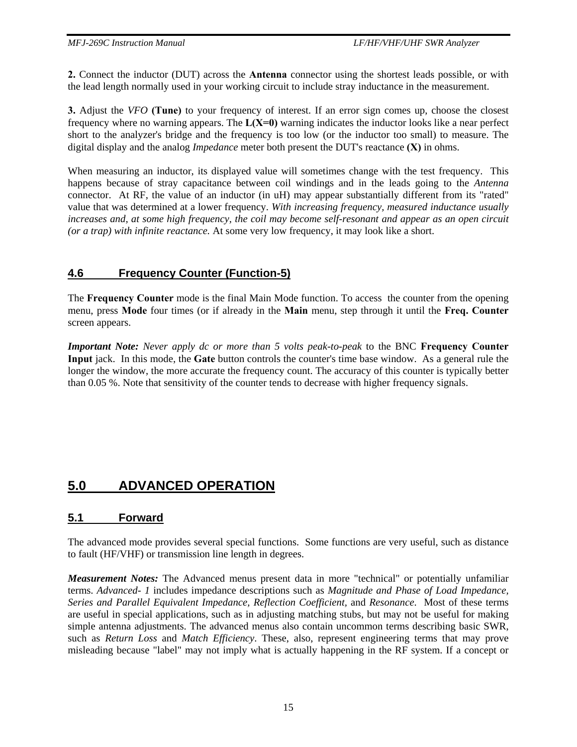**2.** Connect the inductor (DUT) across the **Antenna** connector using the shortest leads possible, or with the lead length normally used in your working circuit to include stray inductance in the measurement.

**3.** Adjust the *VFO* **(Tune)** to your frequency of interest. If an error sign comes up, choose the closest frequency where no warning appears. The **L(X=0)** warning indicates the inductor looks like a near perfect short to the analyzer's bridge and the frequency is too low (or the inductor too small) to measure. The digital display and the analog *Impedance* meter both present the DUT's reactance **(X)** in ohms.

When measuring an inductor, its displayed value will sometimes change with the test frequency. This happens because of stray capacitance between coil windings and in the leads going to the *Antenna* connector. At RF, the value of an inductor (in uH) may appear substantially different from its "rated" value that was determined at a lower frequency. *With increasing frequency, measured inductance usually increases and, at some high frequency, the coil may become self-resonant and appear as an open circuit (or a trap) with infinite reactance.* At some very low frequency, it may look like a short.

### 4.6 Frequency Counter (Function-5)

The **Frequency Counter** mode is the final Main Mode function. To access the counter from the opening menu, press **Mode** four times (or if already in the **Main** menu, step through it until the **Freq. Counter** screen appears.

***Important Note:*** *Never apply dc or more than 5 volts peak-to-peak* to the BNC **Frequency Counter Input** jack. In this mode, the **Gate** button controls the counter's time base window. As a general rule the longer the window, the more accurate the frequency count. The accuracy of this counter is typically better than 0.05 %. Note that sensitivity of the counter tends to decrease with higher frequency signals.

## 5.0 ADVANCED OPERATION

### 5.1 Forward

The advanced mode provides several special functions. Some functions are very useful, such as distance to fault (HF/VHF) or transmission line length in degrees.

***Measurement Notes:*** The Advanced menus present data in more "technical" or potentially unfamiliar terms. *Advanced- 1* includes impedance descriptions such as *Magnitude and Phase of Load Impedance, Series and Parallel Equivalent Impedance, Reflection Coefficient,* and *Resonance.* Most of these terms are useful in special applications, such as in adjusting matching stubs, but may not be useful for making simple antenna adjustments. The advanced menus also contain uncommon terms describing basic SWR, such as *Return Loss* and *Match Efficiency*. These, also, represent engineering terms that may prove misleading because "label" may not imply what is actually happening in the RF system. If a concept or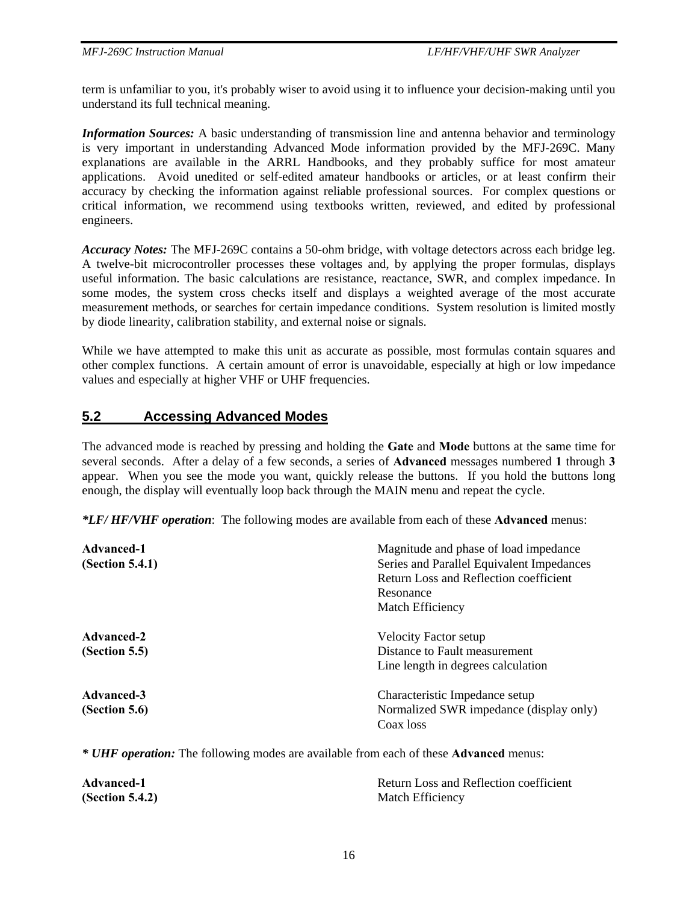term is unfamiliar to you, it's probably wiser to avoid using it to influence your decision-making until you understand its full technical meaning.

***Information Sources:*** A basic understanding of transmission line and antenna behavior and terminology is very important in understanding Advanced Mode information provided by the MFJ-269C. Many explanations are available in the ARRL Handbooks, and they probably suffice for most amateur applications. Avoid unedited or self-edited amateur handbooks or articles, or at least confirm their accuracy by checking the information against reliable professional sources. For complex questions or critical information, we recommend using textbooks written, reviewed, and edited by professional engineers.

***Accuracy Notes:*** The MFJ-269C contains a 50-ohm bridge, with voltage detectors across each bridge leg. A twelve-bit microcontroller processes these voltages and, by applying the proper formulas, displays useful information. The basic calculations are resistance, reactance, SWR, and complex impedance. In some modes, the system cross checks itself and displays a weighted average of the most accurate measurement methods, or searches for certain impedance conditions. System resolution is limited mostly by diode linearity, calibration stability, and external noise or signals.

While we have attempted to make this unit as accurate as possible, most formulas contain squares and other complex functions. A certain amount of error is unavoidable, especially at high or low impedance values and especially at higher VHF or UHF frequencies.

## 5.2 Accessing Advanced Modes

The advanced mode is reached by pressing and holding the **Gate** and **Mode** buttons at the same time for several seconds. After a delay of a few seconds, a series of **Advanced** messages numbered **1** through **3** appear. When you see the mode you want, quickly release the buttons. If you hold the buttons long enough, the display will eventually loop back through the MAIN menu and repeat the cycle.

***\*LF/ HF/VHF operation***: The following modes are available from each of these **Advanced** menus:

| | |
|---|---|
| **Advanced-1** | Magnitude and phase of load impedance |
| **(Section 5.4.1)** | Series and Parallel Equivalent Impedances |
| | Return Loss and Reflection coefficient |
| | Resonance |
| | Match Efficiency |
| **Advanced-2** | Velocity Factor setup |
| **(Section 5.5)** | Distance to Fault measurement |
| | Line length in degrees calculation |
| **Advanced-3** | Characteristic Impedance setup |
| **(Section 5.6)** | Normalized SWR impedance (display only) |
| | Coax loss |

***\* UHF operation:*** The following modes are available from each of these **Advanced** menus:

| | |
|---|---|
| **Advanced-1** | Return Loss and Reflection coefficient |
| **(Section 5.4.2)** | Match Efficiency |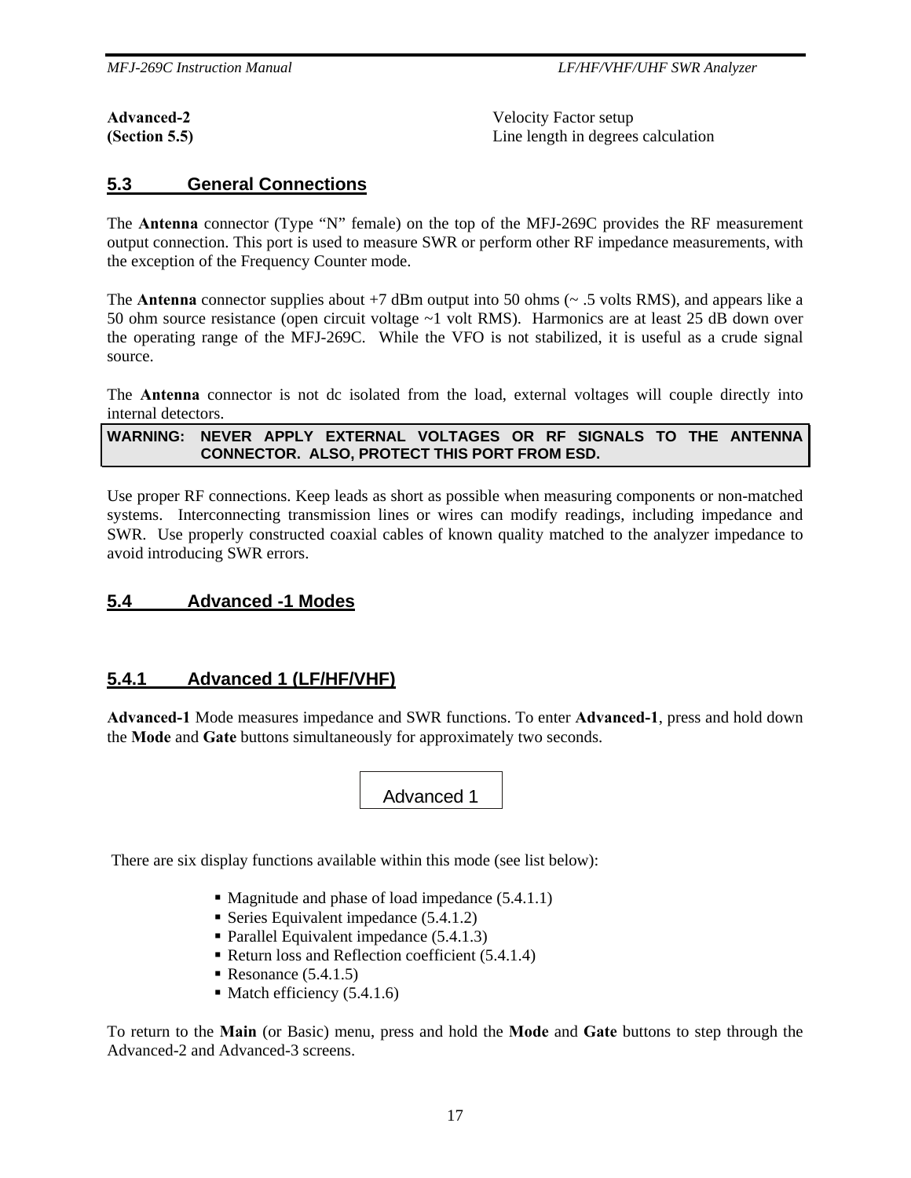| | |
|---|---|
| **Advanced-2** | Velocity Factor setup |
| **(Section 5.5)** | Line length in degrees calculation |

## 5.3 General Connections

The **Antenna** connector (Type "N" female) on the top of the MFJ-269C provides the RF measurement output connection. This port is used to measure SWR or perform other RF impedance measurements, with the exception of the Frequency Counter mode.

The **Antenna** connector supplies about +7 dBm output into 50 ohms (~ .5 volts RMS), and appears like a 50 ohm source resistance (open circuit voltage ~1 volt RMS). Harmonics are at least 25 dB down over the operating range of the MFJ-269C. While the VFO is not stabilized, it is useful as a crude signal source.

The **Antenna** connector is not dc isolated from the load, external voltages will couple directly into internal detectors.

**WARNING: NEVER APPLY EXTERNAL VOLTAGES OR RF SIGNALS TO THE ANTENNA CONNECTOR. ALSO, PROTECT THIS PORT FROM ESD.**

Use proper RF connections. Keep leads as short as possible when measuring components or non-matched systems. Interconnecting transmission lines or wires can modify readings, including impedance and SWR. Use properly constructed coaxial cables of known quality matched to the analyzer impedance to avoid introducing SWR errors.

## 5.4 Advanced -1 Modes

### 5.4.1 Advanced 1 (LF/HF/VHF)

**Advanced-1** Mode measures impedance and SWR functions. To enter **Advanced-1**, press and hold down the **Mode** and **Gate** buttons simultaneously for approximately two seconds.

```
Advanced 1
```

There are six display functions available within this mode (see list below):

- Magnitude and phase of load impedance (5.4.1.1)
- Series Equivalent impedance (5.4.1.2)
- Parallel Equivalent impedance (5.4.1.3)
- Return loss and Reflection coefficient (5.4.1.4)
- Resonance (5.4.1.5)
- Match efficiency (5.4.1.6)

To return to the **Main** (or Basic) menu, press and hold the **Mode** and **Gate** buttons to step through the Advanced-2 and Advanced-3 screens.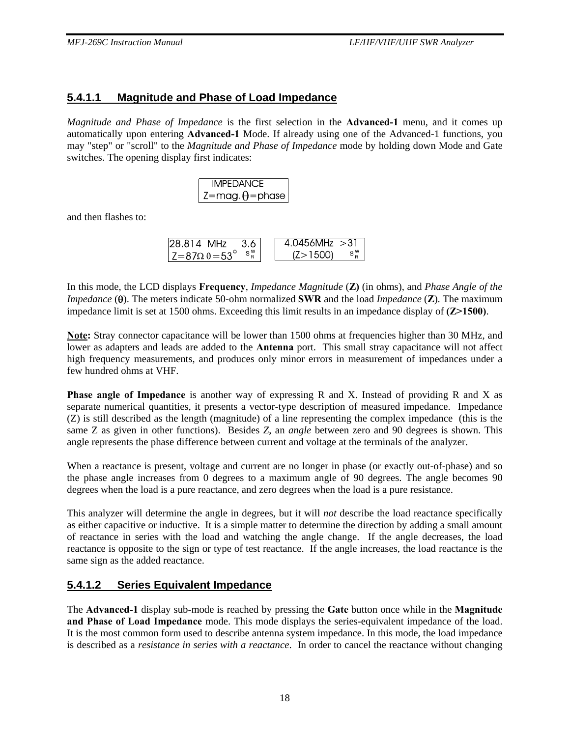### 5.4.1.1 Magnitude and Phase of Load Impedance

*Magnitude and Phase of Impedance* is the first selection in the **Advanced-1** menu, and it comes up automatically upon entering **Advanced-1** Mode. If already using one of the Advanced-1 functions, you may "step" or "scroll" to the *Magnitude and Phase of Impedance* mode by holding down Mode and Gate switches. The opening display first indicates:

```
  IMPEDANCE
Z=mag. θ=phase
```

and then flashes to:

```
28.814  MHz     3.6          4.0456MHz  >31
Z=87Ω θ=53°     SWR            (Z>1500)    SWR
```

In this mode, the LCD displays **Frequency**, *Impedance Magnitude* (**Z**) (in ohms), and *Phase Angle of the Impedance* (**θ**). The meters indicate 50-ohm normalized **SWR** and the load *Impedance* (**Z**). The maximum impedance limit is set at 1500 ohms. Exceeding this limit results in an impedance display of **(Z>1500)**.

**Note:** Stray connector capacitance will be lower than 1500 ohms at frequencies higher than 30 MHz, and lower as adapters and leads are added to the **Antenna** port. This small stray capacitance will not affect high frequency measurements, and produces only minor errors in measurement of impedances under a few hundred ohms at VHF.

**Phase angle of Impedance** is another way of expressing R and X. Instead of providing R and X as separate numerical quantities, it presents a vector-type description of measured impedance. Impedance (Z) is still described as the length (magnitude) of a line representing the complex impedance (this is the same Z as given in other functions). Besides *Z*, an *angle* between zero and 90 degrees is shown. This angle represents the phase difference between current and voltage at the terminals of the analyzer.

When a reactance is present, voltage and current are no longer in phase (or exactly out-of-phase) and so the phase angle increases from 0 degrees to a maximum angle of 90 degrees. The angle becomes 90 degrees when the load is a pure reactance, and zero degrees when the load is a pure resistance.

This analyzer will determine the angle in degrees, but it will *not* describe the load reactance specifically as either capacitive or inductive. It is a simple matter to determine the direction by adding a small amount of reactance in series with the load and watching the angle change. If the angle decreases, the load reactance is opposite to the sign or type of test reactance. If the angle increases, the load reactance is the same sign as the added reactance.

### 5.4.1.2 Series Equivalent Impedance

The **Advanced-1** display sub-mode is reached by pressing the **Gate** button once while in the **Magnitude and Phase of Load Impedance** mode. This mode displays the series-equivalent impedance of the load. It is the most common form used to describe antenna system impedance. In this mode, the load impedance is described as a *resistance in series with a reactance*. In order to cancel the reactance without changing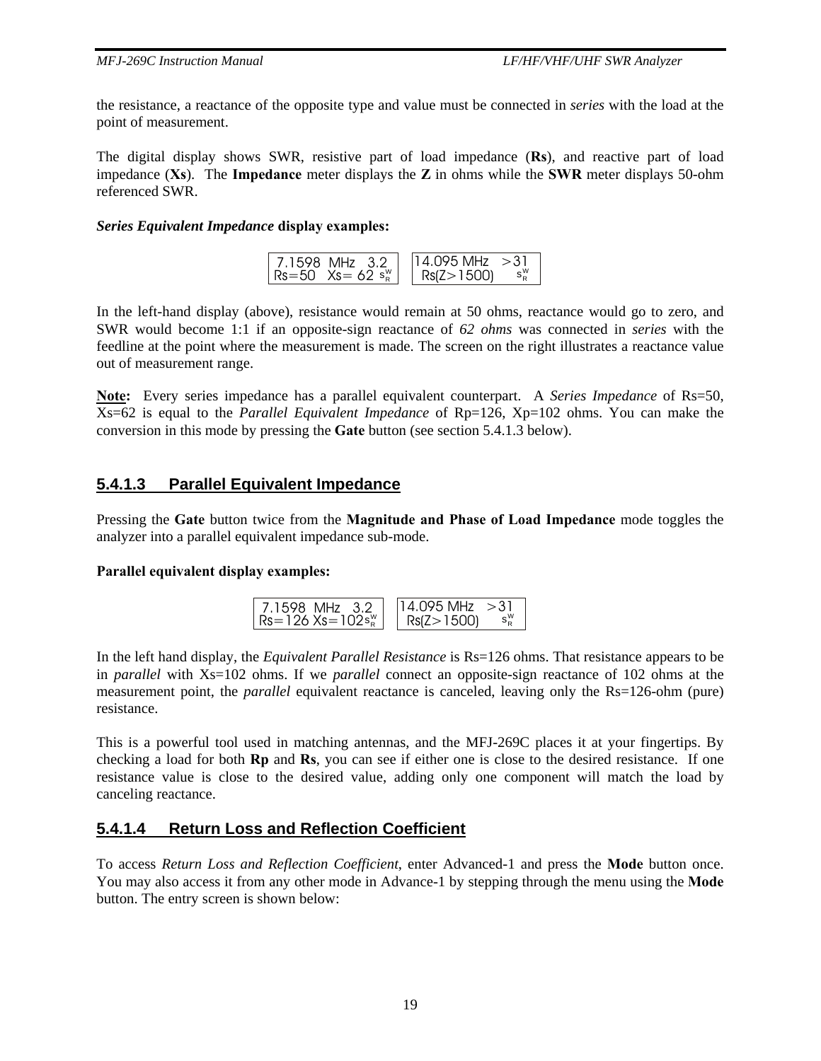the resistance, a reactance of the opposite type and value must be connected in *series* with the load at the point of measurement.

The digital display shows SWR, resistive part of load impedance (**Rs**), and reactive part of load impedance (**Xs**). The **Impedance** meter displays the **Z** in ohms while the **SWR** meter displays 50-ohm referenced SWR.

***Series Equivalent Impedance* display examples:**

```
 7.1598  MHz   3.2        14.095 MHz   >31
Rs=50   Xs= 62 SWR         Rs(Z>1500)     SWR
```

In the left-hand display (above), resistance would remain at 50 ohms, reactance would go to zero, and SWR would become 1:1 if an opposite-sign reactance of *62 ohms* was connected in *series* with the feedline at the point where the measurement is made. The screen on the right illustrates a reactance value out of measurement range.

**Note:** Every series impedance has a parallel equivalent counterpart. A *Series Impedance* of Rs=50, Xs=62 is equal to the *Parallel Equivalent Impedance* of Rp=126, Xp=102 ohms. You can make the conversion in this mode by pressing the **Gate** button (see section 5.4.1.3 below).

### 5.4.1.3 Parallel Equivalent Impedance

Pressing the **Gate** button twice from the **Magnitude and Phase of Load Impedance** mode toggles the analyzer into a parallel equivalent impedance sub-mode.

**Parallel equivalent display examples:**

```
 7.1598  MHz   3.2        14.095 MHz   >31
Rs=126 Xs=102 SWR          Rs(Z>1500)     SWR
```

In the left hand display, the *Equivalent Parallel Resistance* is Rs=126 ohms. That resistance appears to be in *parallel* with Xs=102 ohms. If we *parallel* connect an opposite-sign reactance of 102 ohms at the measurement point, the *parallel* equivalent reactance is canceled, leaving only the Rs=126-ohm (pure) resistance.

This is a powerful tool used in matching antennas, and the MFJ-269C places it at your fingertips. By checking a load for both **Rp** and **Rs**, you can see if either one is close to the desired resistance. If one resistance value is close to the desired value, adding only one component will match the load by canceling reactance.

### 5.4.1.4 Return Loss and Reflection Coefficient

To access *Return Loss and Reflection Coefficient*, enter Advanced-1 and press the **Mode** button once. You may also access it from any other mode in Advance-1 by stepping through the menu using the **Mode** button. The entry screen is shown below: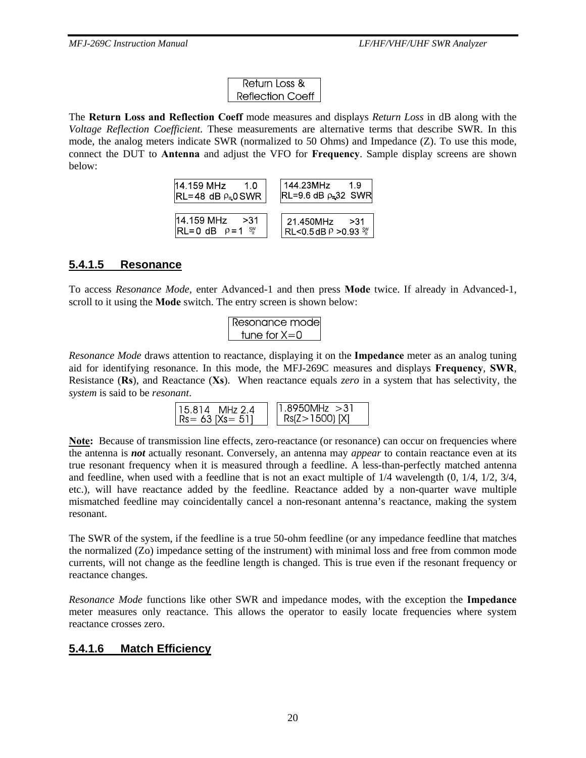```
Return Loss &
Reflection Coeff
```

The **Return Loss and Reflection Coeff** mode measures and displays *Return Loss* in dB along with the *Voltage Reflection Coefficient*. These measurements are alternative terms that describe SWR. In this mode, the analog meters indicate SWR (normalized to 50 Ohms) and Impedance (Z). To use this mode, connect the DUT to **Antenna** and adjust the VFO for **Frequency**. Sample display screens are shown below:

```
14.159 MHz      1.0
RL=48 dB ρ=.0 SWR
```

```
144.23MHz      1.9
RL=9.6 dB ρ=.32  SWR
```

```
14.159 MHz     >31
RL=0 dB   ρ=1  SWR
```

```
21.450MHz     >31
RL<0.5dB ρ >0.93 SWR
```

### 5.4.1.5 Resonance

To access *Resonance Mode,* enter Advanced-1 and then press **Mode** twice. If already in Advanced-1, scroll to it using the **Mode** switch. The entry screen is shown below:

```
Resonance mode
  tune for X=0
```

*Resonance Mode* draws attention to reactance, displaying it on the **Impedance** meter as an analog tuning aid for identifying resonance. In this mode, the MFJ-269C measures and displays **Frequency**, **SWR**, Resistance (**Rs**), and Reactance (**Xs**). When reactance equals *zero* in a system that has selectivity, the *system* is said to be *resonant*.

```
15.814   MHz 2.4
Rs= 63 [Xs= 51]
```

```
1.8950MHz  >31
 Rs(Z>1500) [X]
```

**Note:** Because of transmission line effects, zero-reactance (or resonance) can occur on frequencies where the antenna is ***not*** actually resonant. Conversely, an antenna may *appear* to contain reactance even at its true resonant frequency when it is measured through a feedline. A less-than-perfectly matched antenna and feedline, when used with a feedline that is not an exact multiple of 1/4 wavelength (0, 1/4, 1/2, 3/4, etc.), will have reactance added by the feedline. Reactance added by a non-quarter wave multiple mismatched feedline may coincidentally cancel a non-resonant antenna's reactance, making the system resonant.

The SWR of the system, if the feedline is a true 50-ohm feedline (or any impedance feedline that matches the normalized (Zo) impedance setting of the instrument) with minimal loss and free from common mode currents, will not change as the feedline length is changed. This is true even if the resonant frequency or reactance changes.

*Resonance Mode* functions like other SWR and impedance modes, with the exception the **Impedance** meter measures only reactance. This allows the operator to easily locate frequencies where system reactance crosses zero.

### 5.4.1.6 Match Efficiency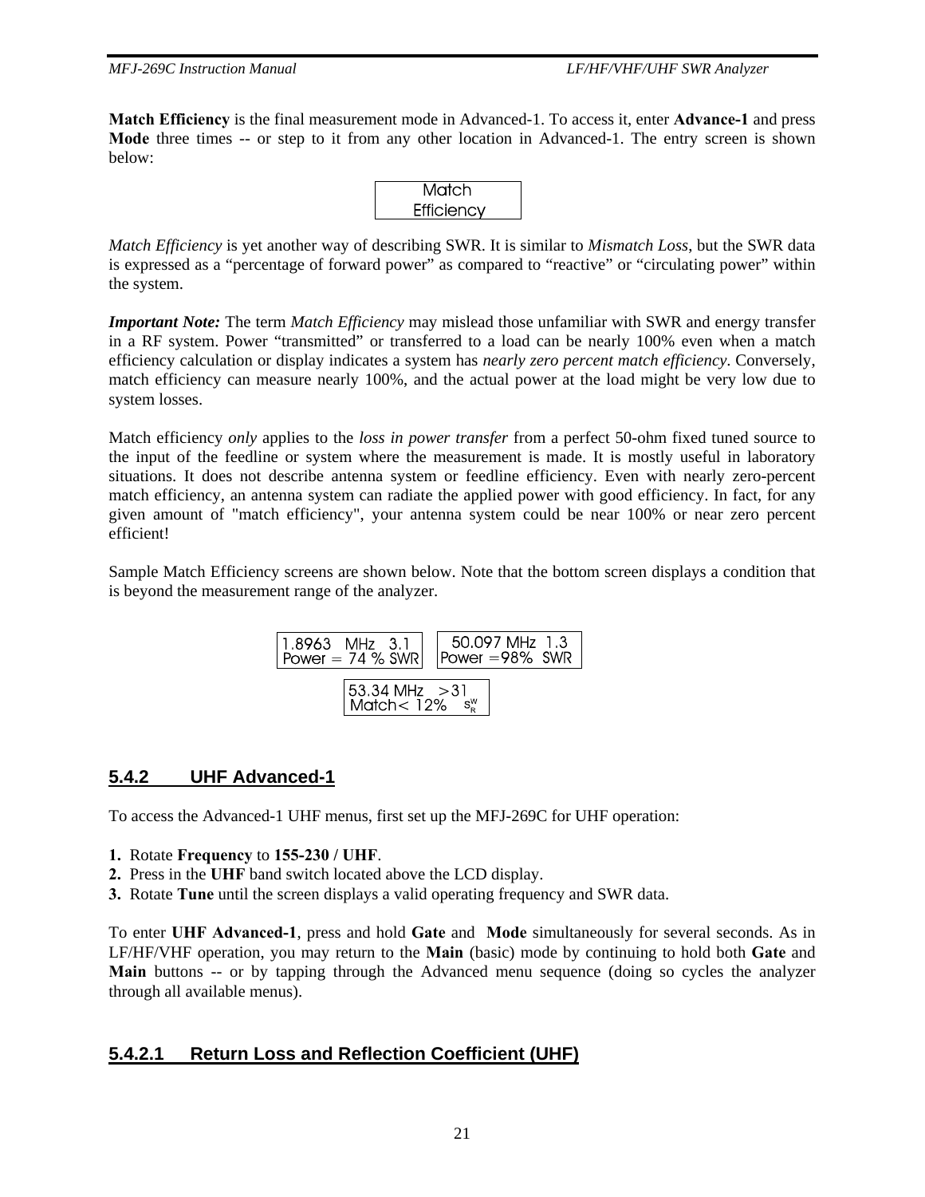**Match Efficiency** is the final measurement mode in Advanced-1. To access it, enter **Advance-1** and press **Mode** three times -- or step to it from any other location in Advanced-1. The entry screen is shown below:

```
Match
Efficiency
```

*Match Efficiency* is yet another way of describing SWR. It is similar to *Mismatch Loss*, but the SWR data is expressed as a "percentage of forward power" as compared to "reactive" or "circulating power" within the system.

***Important Note:*** The term *Match Efficiency* may mislead those unfamiliar with SWR and energy transfer in a RF system. Power "transmitted" or transferred to a load can be nearly 100% even when a match efficiency calculation or display indicates a system has *nearly zero percent match efficiency*. Conversely, match efficiency can measure nearly 100%, and the actual power at the load might be very low due to system losses.

Match efficiency *only* applies to the *loss in power transfer* from a perfect 50-ohm fixed tuned source to the input of the feedline or system where the measurement is made. It is mostly useful in laboratory situations. It does not describe antenna system or feedline efficiency. Even with nearly zero-percent match efficiency, an antenna system can radiate the applied power with good efficiency. In fact, for any given amount of "match efficiency", your antenna system could be near 100% or near zero percent efficient!

Sample Match Efficiency screens are shown below. Note that the bottom screen displays a condition that is beyond the measurement range of the analyzer.

```
1.8963   MHz   3.1
Power = 74 % SWR
```

```
50.097 MHz  1.3
Power =98%  SWR
```

```
53.34 MHz   >31
Match< 12%   SWR
```

## 5.4.2 UHF Advanced-1

To access the Advanced-1 UHF menus, first set up the MFJ-269C for UHF operation:

1. Rotate **Frequency** to **155-230 / UHF**.
2. Press in the **UHF** band switch located above the LCD display.
3. Rotate **Tune** until the screen displays a valid operating frequency and SWR data.

To enter **UHF Advanced-1**, press and hold **Gate** and **Mode** simultaneously for several seconds. As in LF/HF/VHF operation, you may return to the **Main** (basic) mode by continuing to hold both **Gate** and **Main** buttons -- or by tapping through the Advanced menu sequence (doing so cycles the analyzer through all available menus).

### 5.4.2.1 Return Loss and Reflection Coefficient (UHF)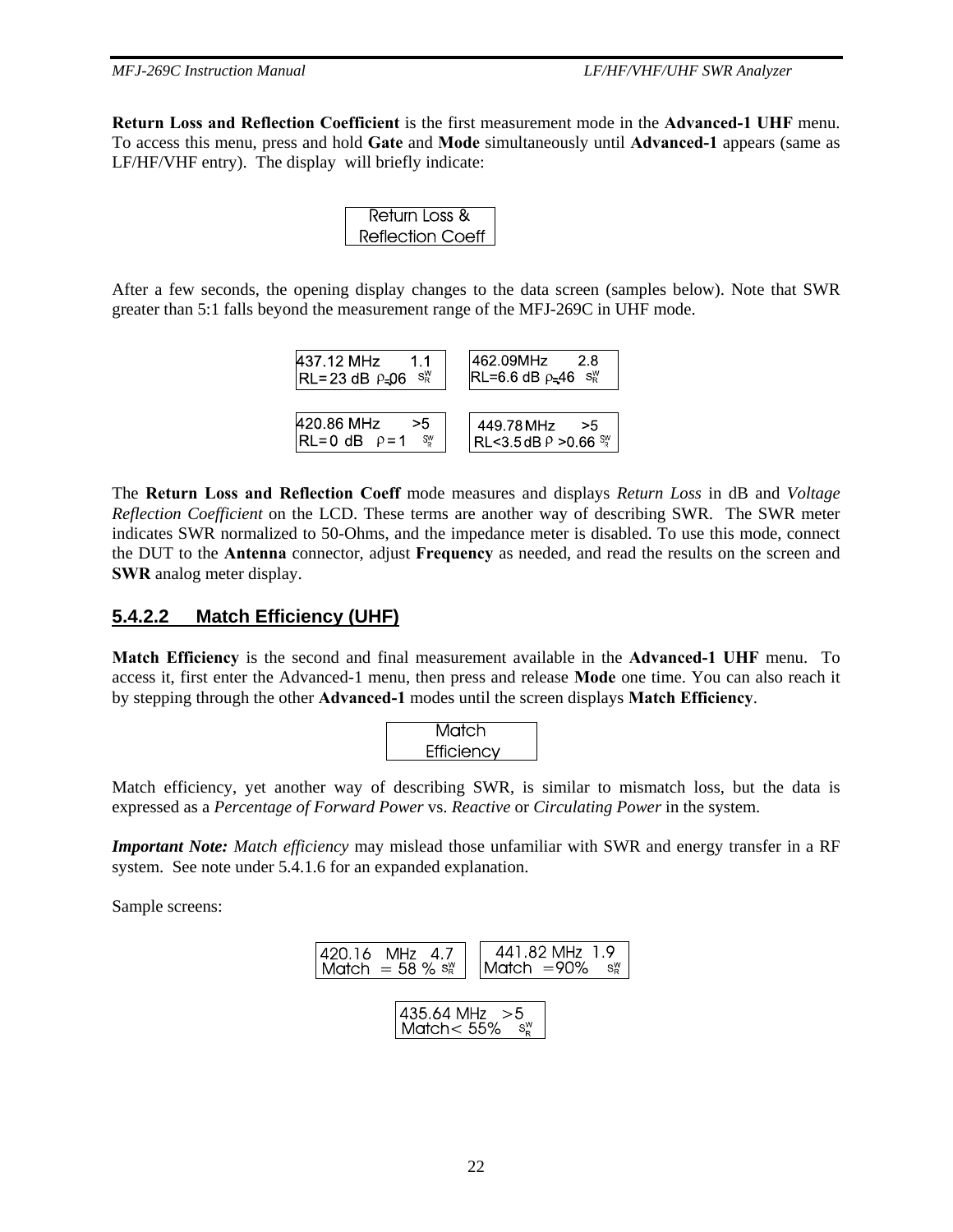**Return Loss and Reflection Coefficient** is the first measurement mode in the **Advanced-1 UHF** menu. To access this menu, press and hold **Gate** and **Mode** simultaneously until **Advanced-1** appears (same as LF/HF/VHF entry). The display will briefly indicate:

```
Return Loss &
Reflection Coeff
```

After a few seconds, the opening display changes to the data screen (samples below). Note that SWR greater than 5:1 falls beyond the measurement range of the MFJ-269C in UHF mode.

```
437.12 MHz      1.1
RL= 23 dB  ρ=.06  SWR
```

```
462.09MHz      2.8
RL=6.6 dB ρ=.46  SWR
```

```
420.86 MHz      >5
RL= 0  dB   ρ = 1  SWR
```

```
449.78 MHz      >5
RL<3.5 dB ρ >0.66 SWR
```

The **Return Loss and Reflection Coeff** mode measures and displays *Return Loss* in dB and *Voltage Reflection Coefficient* on the LCD. These terms are another way of describing SWR. The SWR meter indicates SWR normalized to 50-Ohms, and the impedance meter is disabled. To use this mode, connect the DUT to the **Antenna** connector, adjust **Frequency** as needed, and read the results on the screen and **SWR** analog meter display.

### 5.4.2.2 Match Efficiency (UHF)

**Match Efficiency** is the second and final measurement available in the **Advanced-1 UHF** menu. To access it, first enter the Advanced-1 menu, then press and release **Mode** one time. You can also reach it by stepping through the other **Advanced-1** modes until the screen displays **Match Efficiency**.

```
Match
Efficiency
```

Match efficiency, yet another way of describing SWR, is similar to mismatch loss, but the data is expressed as a *Percentage of Forward Power* vs. *Reactive* or *Circulating Power* in the system.

***Important Note:*** *Match efficiency* may mislead those unfamiliar with SWR and energy transfer in a RF system. See note under 5.4.1.6 for an expanded explanation.

Sample screens:

```
420.16   MHz   4.7
Match  = 58 %  SWR
```

```
441.82 MHz  1.9
Match  =90%    SWR
```

```
435.64 MHz   >5
Match< 55%    SWR
```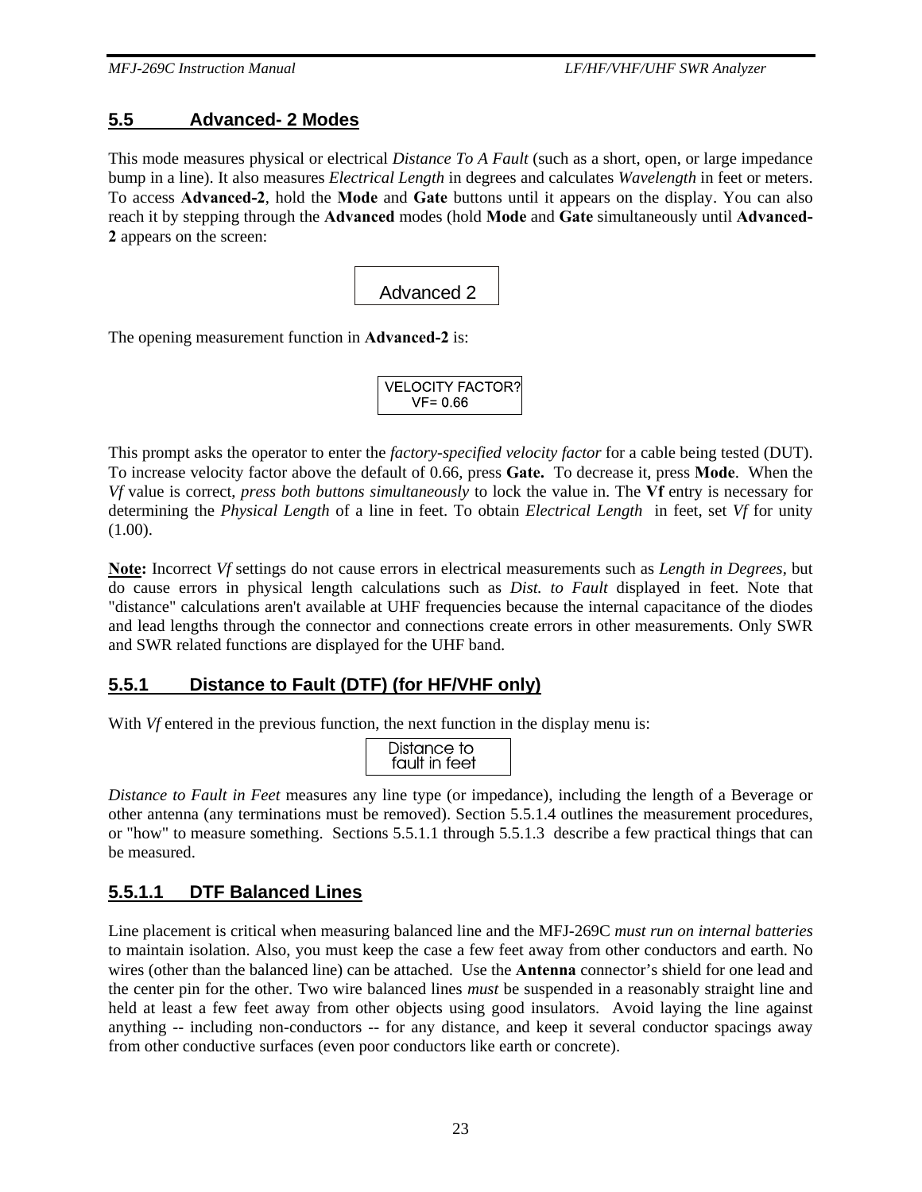## 5.5 Advanced- 2 Modes

This mode measures physical or electrical *Distance To A Fault* (such as a short, open, or large impedance bump in a line). It also measures *Electrical Length* in degrees and calculates *Wavelength* in feet or meters. To access **Advanced-2**, hold the **Mode** and **Gate** buttons until it appears on the display. You can also reach it by stepping through the **Advanced** modes (hold **Mode** and **Gate** simultaneously until **Advanced-2** appears on the screen:

```
Advanced 2
```

The opening measurement function in **Advanced-2** is:

```
VELOCITY FACTOR?
    VF= 0.66
```

This prompt asks the operator to enter the *factory-specified velocity factor* for a cable being tested (DUT). To increase velocity factor above the default of 0.66, press **Gate.** To decrease it, press **Mode**. When the *Vf* value is correct, *press both buttons simultaneously* to lock the value in. The **Vf** entry is necessary for determining the *Physical Length* of a line in feet. To obtain *Electrical Length* in feet, set *Vf* for unity (1.00).

**Note:** Incorrect *Vf* settings do not cause errors in electrical measurements such as *Length in Degrees*, but do cause errors in physical length calculations such as *Dist. to Fault* displayed in feet. Note that "distance" calculations aren't available at UHF frequencies because the internal capacitance of the diodes and lead lengths through the connector and connections create errors in other measurements. Only SWR and SWR related functions are displayed for the UHF band.

### 5.5.1 Distance to Fault (DTF) (for HF/VHF only)

With *Vf* entered in the previous function, the next function in the display menu is:

```
Distance to
fault in feet
```

*Distance to Fault in Feet* measures any line type (or impedance), including the length of a Beverage or other antenna (any terminations must be removed). Section 5.5.1.4 outlines the measurement procedures, or "how" to measure something. Sections 5.5.1.1 through 5.5.1.3 describe a few practical things that can be measured.

#### 5.5.1.1 DTF Balanced Lines

Line placement is critical when measuring balanced line and the MFJ-269C *must run on internal batteries* to maintain isolation. Also, you must keep the case a few feet away from other conductors and earth. No wires (other than the balanced line) can be attached. Use the **Antenna** connector's shield for one lead and the center pin for the other. Two wire balanced lines *must* be suspended in a reasonably straight line and held at least a few feet away from other objects using good insulators. Avoid laying the line against anything -- including non-conductors -- for any distance, and keep it several conductor spacings away from other conductive surfaces (even poor conductors like earth or concrete).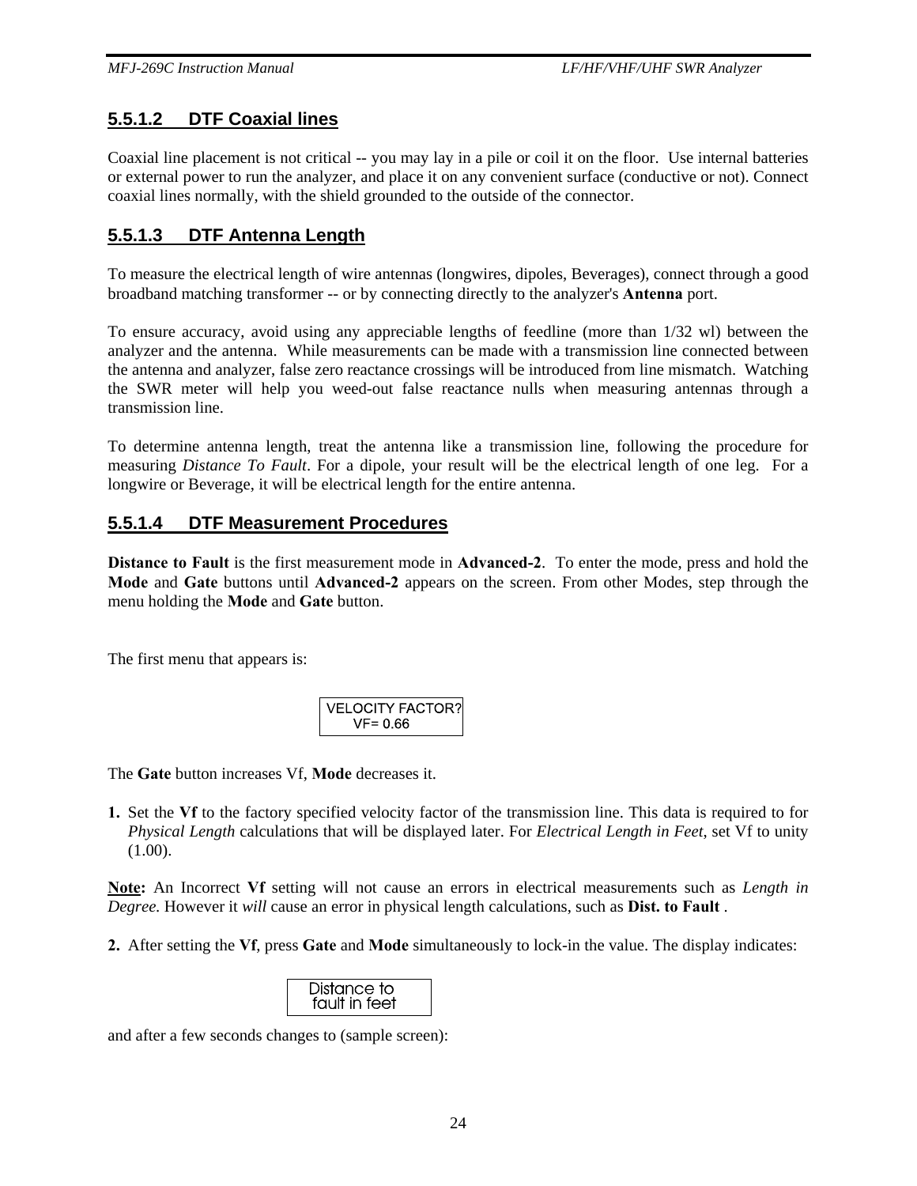### 5.5.1.2 DTF Coaxial lines

Coaxial line placement is not critical -- you may lay in a pile or coil it on the floor. Use internal batteries or external power to run the analyzer, and place it on any convenient surface (conductive or not). Connect coaxial lines normally, with the shield grounded to the outside of the connector.

### 5.5.1.3 DTF Antenna Length

To measure the electrical length of wire antennas (longwires, dipoles, Beverages), connect through a good broadband matching transformer -- or by connecting directly to the analyzer's **Antenna** port.

To ensure accuracy, avoid using any appreciable lengths of feedline (more than 1/32 wl) between the analyzer and the antenna. While measurements can be made with a transmission line connected between the antenna and analyzer, false zero reactance crossings will be introduced from line mismatch. Watching the SWR meter will help you weed-out false reactance nulls when measuring antennas through a transmission line.

To determine antenna length, treat the antenna like a transmission line, following the procedure for measuring *Distance To Fault*. For a dipole, your result will be the electrical length of one leg. For a longwire or Beverage, it will be electrical length for the entire antenna.

### 5.5.1.4 DTF Measurement Procedures

**Distance to Fault** is the first measurement mode in **Advanced-2**. To enter the mode, press and hold the **Mode** and **Gate** buttons until **Advanced-2** appears on the screen. From other Modes, step through the menu holding the **Mode** and **Gate** button.

The first menu that appears is:

```
VELOCITY FACTOR?
     VF= 0.66
```

The **Gate** button increases Vf, **Mode** decreases it.

**1.** Set the **Vf** to the factory specified velocity factor of the transmission line. This data is required to for *Physical Length* calculations that will be displayed later. For *Electrical Length in Feet*, set Vf to unity (1.00).

**Note:** An Incorrect **Vf** setting will not cause an errors in electrical measurements such as *Length in Degree*. However it *will* cause an error in physical length calculations, such as **Dist. to Fault** .

**2.** After setting the **Vf**, press **Gate** and **Mode** simultaneously to lock-in the value. The display indicates:

```
Distance to
fault in feet
```

and after a few seconds changes to (sample screen):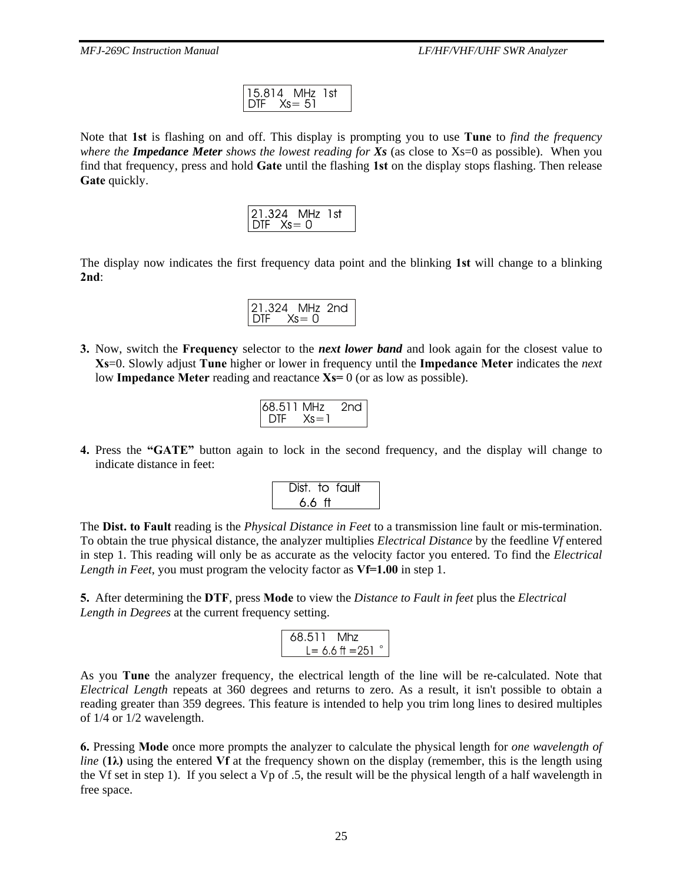```
15.814  MHz  1st
DTF   Xs= 51
```

Note that **1st** is flashing on and off. This display is prompting you to use **Tune** to *find the frequency where the **Impedance Meter** shows the lowest reading for **Xs*** (as close to Xs=0 as possible). When you find that frequency, press and hold **Gate** until the flashing **1st** on the display stops flashing. Then release **Gate** quickly.

```
21.324  MHz  1st
DTF   Xs= 0
```

The display now indicates the first frequency data point and the blinking **1st** will change to a blinking **2nd**:

```
21.324  MHz  2nd
DTF    Xs= 0
```

**3.** Now, switch the **Frequency** selector to the ***next lower band*** and look again for the closest value to **Xs**=0. Slowly adjust **Tune** higher or lower in frequency until the **Impedance Meter** indicates the *next* low **Impedance Meter** reading and reactance **Xs=** 0 (or as low as possible).

```
68.511 MHz    2nd
  DTF    Xs=1
```

**4.** Press the **"GATE"** button again to lock in the second frequency, and the display will change to indicate distance in feet:

```
   Dist. to fault
     6.6 ft
```

The **Dist. to Fault** reading is the *Physical Distance in Feet* to a transmission line fault or mis-termination. To obtain the true physical distance, the analyzer multiplies *Electrical Distance* by the feedline *Vf* entered in step 1. This reading will only be as accurate as the velocity factor you entered. To find the *Electrical Length in Feet*, you must program the velocity factor as **Vf=1.00** in step 1.

**5.** After determining the **DTF**, press **Mode** to view the *Distance to Fault in feet* plus the *Electrical Length in Degrees* at the current frequency setting.

```
 68.511   Mhz
     L= 6.6 ft =251 °
```

As you **Tune** the analyzer frequency, the electrical length of the line will be re-calculated. Note that *Electrical Length* repeats at 360 degrees and returns to zero. As a result, it isn't possible to obtain a reading greater than 359 degrees. This feature is intended to help you trim long lines to desired multiples of 1/4 or 1/2 wavelength.

**6.** Pressing **Mode** once more prompts the analyzer to calculate the physical length for *one wavelength of line* (**1λ**) using the entered **Vf** at the frequency shown on the display (remember, this is the length using the Vf set in step 1). If you select a Vp of .5, the result will be the physical length of a half wavelength in free space.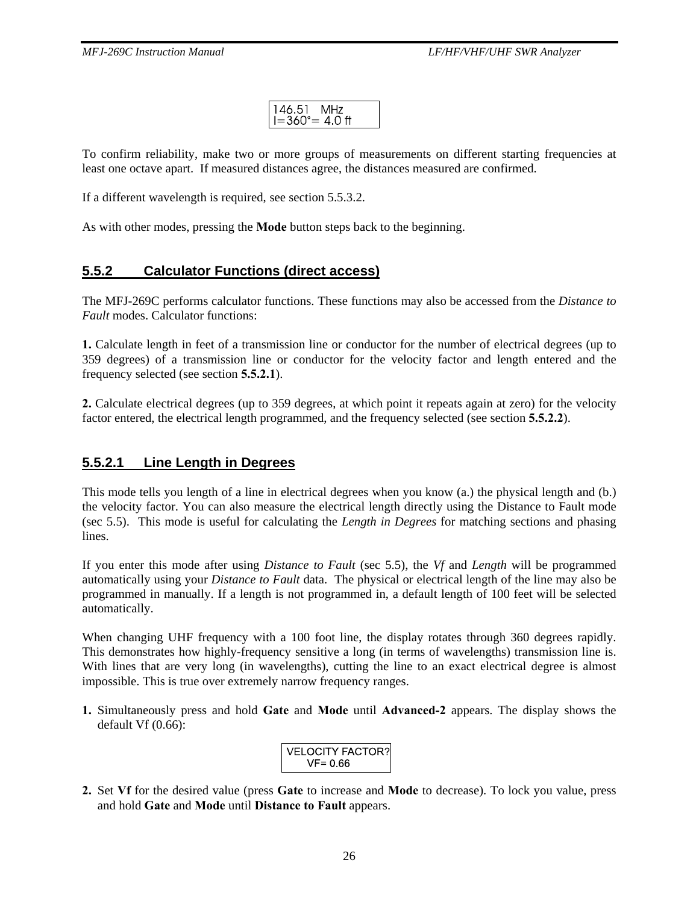```
146.51   MHz
l=360°= 4.0 ft
```

To confirm reliability, make two or more groups of measurements on different starting frequencies at least one octave apart. If measured distances agree, the distances measured are confirmed.

If a different wavelength is required, see section 5.5.3.2.

As with other modes, pressing the **Mode** button steps back to the beginning.

### 5.5.2 Calculator Functions (direct access)

The MFJ-269C performs calculator functions. These functions may also be accessed from the *Distance to Fault* modes. Calculator functions:

**1.** Calculate length in feet of a transmission line or conductor for the number of electrical degrees (up to 359 degrees) of a transmission line or conductor for the velocity factor and length entered and the frequency selected (see section **5.5.2.1**).

**2.** Calculate electrical degrees (up to 359 degrees, at which point it repeats again at zero) for the velocity factor entered, the electrical length programmed, and the frequency selected (see section **5.5.2.2**).

#### 5.5.2.1 Line Length in Degrees

This mode tells you length of a line in electrical degrees when you know (a.) the physical length and (b.) the velocity factor. You can also measure the electrical length directly using the Distance to Fault mode (sec 5.5). This mode is useful for calculating the *Length in Degrees* for matching sections and phasing lines.

If you enter this mode after using *Distance to Fault* (sec 5.5), the *Vf* and *Length* will be programmed automatically using your *Distance to Fault* data. The physical or electrical length of the line may also be programmed in manually. If a length is not programmed in, a default length of 100 feet will be selected automatically.

When changing UHF frequency with a 100 foot line, the display rotates through 360 degrees rapidly. This demonstrates how highly-frequency sensitive a long (in terms of wavelengths) transmission line is. With lines that are very long (in wavelengths), cutting the line to an exact electrical degree is almost impossible. This is true over extremely narrow frequency ranges.

1. Simultaneously press and hold **Gate** and **Mode** until **Advanced-2** appears. The display shows the default Vf (0.66):

   ```
   VELOCITY FACTOR?
        VF= 0.66
   ```

2. Set **Vf** for the desired value (press **Gate** to increase and **Mode** to decrease). To lock you value, press and hold **Gate** and **Mode** until **Distance to Fault** appears.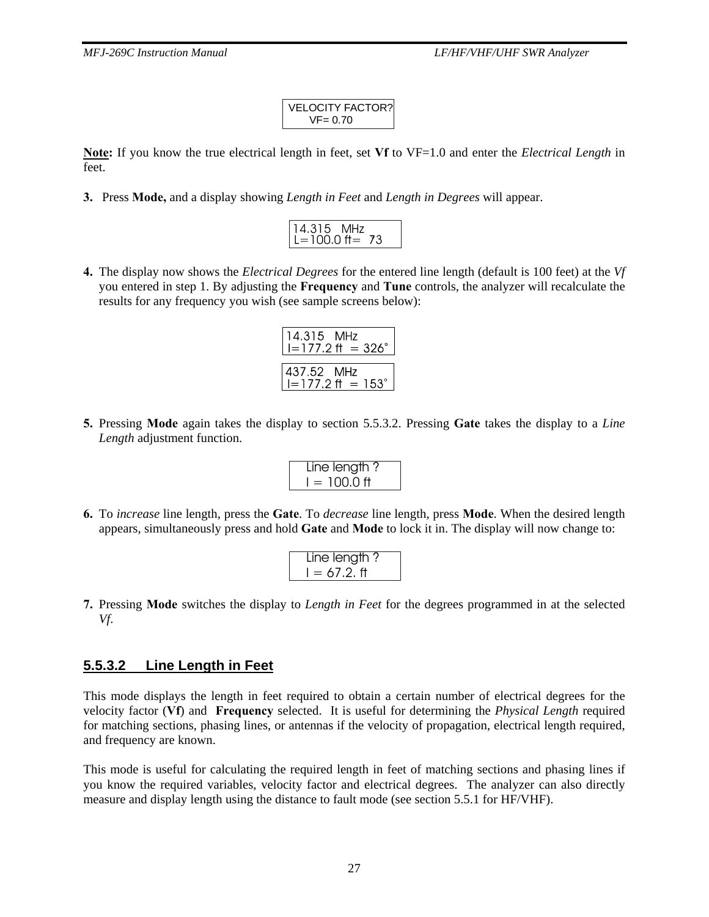```
VELOCITY FACTOR?
     VF= 0.70
```

**Note:** If you know the true electrical length in feet, set **Vf** to VF=1.0 and enter the *Electrical Length* in feet.

**3.** Press **Mode,** and a display showing *Length in Feet* and *Length in Degrees* will appear.

```
14.315   MHz
L=100.0 ft=  73
```

**4.** The display now shows the *Electrical Degrees* for the entered line length (default is 100 feet) at the *Vf* you entered in step 1. By adjusting the **Frequency** and **Tune** controls, the analyzer will recalculate the results for any frequency you wish (see sample screens below):

```
14.315   MHz
l=177.2 ft  = 326°
```

```
437.52   MHz
l=177.2 ft  = 153°
```

**5.** Pressing **Mode** again takes the display to section 5.5.3.2. Pressing **Gate** takes the display to a *Line Length* adjustment function.

```
  Line length ?
  l = 100.0 ft
```

**6.** To *increase* line length, press the **Gate**. To *decrease* line length, press **Mode**. When the desired length appears, simultaneously press and hold **Gate** and **Mode** to lock it in. The display will now change to:

```
  Line length ?
  l = 67.2. ft
```

**7.** Pressing **Mode** switches the display to *Length in Feet* for the degrees programmed in at the selected *Vf*.

### 5.5.3.2 Line Length in Feet

This mode displays the length in feet required to obtain a certain number of electrical degrees for the velocity factor (**Vf**) and **Frequency** selected. It is useful for determining the *Physical Length* required for matching sections, phasing lines, or antennas if the velocity of propagation, electrical length required, and frequency are known.

This mode is useful for calculating the required length in feet of matching sections and phasing lines if you know the required variables, velocity factor and electrical degrees. The analyzer can also directly measure and display length using the distance to fault mode (see section 5.5.1 for HF/VHF).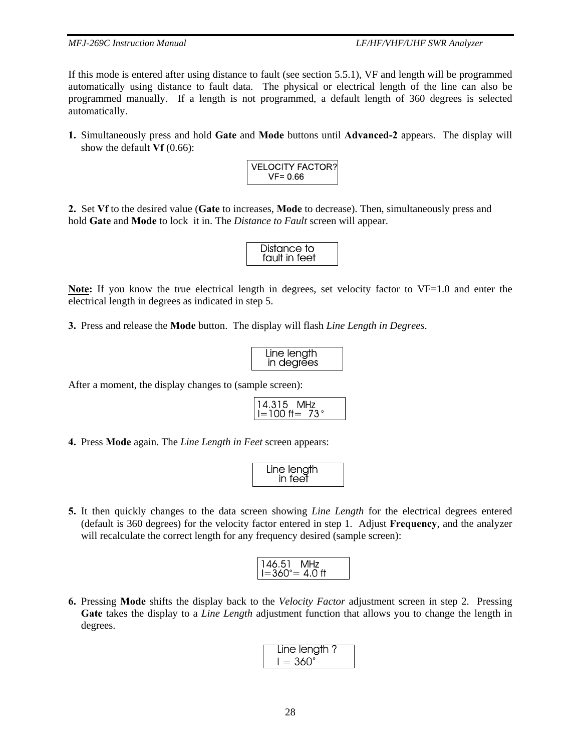If this mode is entered after using distance to fault (see section 5.5.1), VF and length will be programmed automatically using distance to fault data. The physical or electrical length of the line can also be programmed manually. If a length is not programmed, a default length of 360 degrees is selected automatically.

1. Simultaneously press and hold **Gate** and **Mode** buttons until **Advanced-2** appears. The display will show the default **Vf** (0.66):

```
VELOCITY FACTOR?
     VF= 0.66
```

2. Set **Vf** to the desired value (**Gate** to increases, **Mode** to decrease). Then, simultaneously press and hold **Gate** and **Mode** to lock it in. The *Distance to Fault* screen will appear.

```
 Distance to
fault in feet
```

**Note:** If you know the true electrical length in degrees, set velocity factor to VF=1.0 and enter the electrical length in degrees as indicated in step 5.

3. Press and release the **Mode** button. The display will flash *Line Length in Degrees*.

```
 Line length
 in degrees
```

After a moment, the display changes to (sample screen):

```
14.315   MHz
l=100 ft=  73°
```

4. Press **Mode** again. The *Line Length in Feet* screen appears:

```
Line length
  in feet
```

5. It then quickly changes to the data screen showing *Line Length* for the electrical degrees entered (default is 360 degrees) for the velocity factor entered in step 1. Adjust **Frequency**, and the analyzer will recalculate the correct length for any frequency desired (sample screen):

```
146.51   MHz
l=360°= 4.0 ft
```

6. Pressing **Mode** shifts the display back to the *Velocity Factor* adjustment screen in step 2. Pressing **Gate** takes the display to a *Line Length* adjustment function that allows you to change the length in degrees.

```
Line length ?
l = 360°
```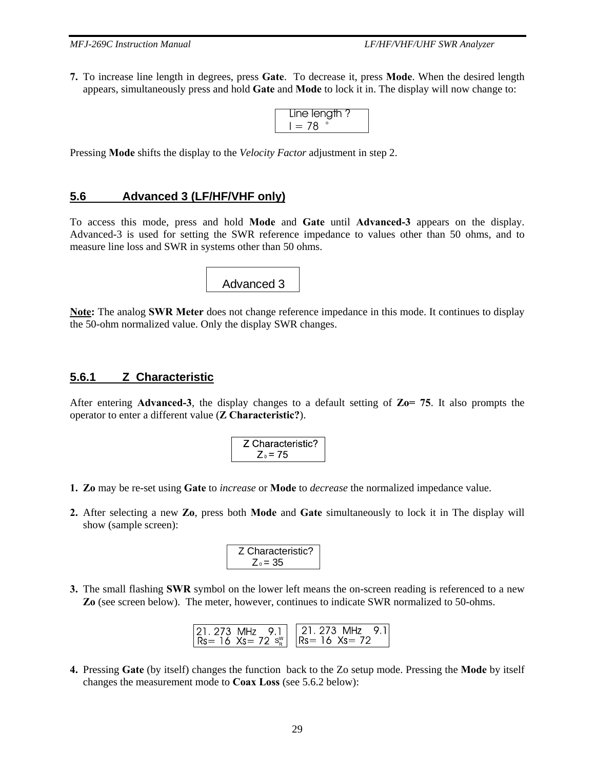7. To increase line length in degrees, press **Gate**. To decrease it, press **Mode**. When the desired length appears, simultaneously press and hold **Gate** and **Mode** to lock it in. The display will now change to:

```
Line length ?
l = 78 °
```

Pressing **Mode** shifts the display to the *Velocity Factor* adjustment in step 2.

## 5.6 Advanced 3 (LF/HF/VHF only)

To access this mode, press and hold **Mode** and **Gate** until **Advanced-3** appears on the display. Advanced-3 is used for setting the SWR reference impedance to values other than 50 ohms, and to measure line loss and SWR in systems other than 50 ohms.

```
Advanced 3
```

**Note:** The analog **SWR Meter** does not change reference impedance in this mode. It continues to display the 50-ohm normalized value. Only the display SWR changes.

### 5.6.1 Z Characteristic

After entering **Advanced-3**, the display changes to a default setting of **Zo= 75**. It also prompts the operator to enter a different value (**Z Characteristic?**).

```
Z Characteristic?
Z0 = 75
```

1. **Zo** may be re-set using **Gate** to *increase* or **Mode** to *decrease* the normalized impedance value.

2. After selecting a new **Zo**, press both **Mode** and **Gate** simultaneously to lock it in The display will show (sample screen):

```
Z Characteristic?
Z0 = 35
```

3. The small flashing **SWR** symbol on the lower left means the on-screen reading is referenced to a new **Zo** (see screen below). The meter, however, continues to indicate SWR normalized to 50-ohms.

```
21. 273 MHz   9.1      21. 273 MHz   9.1
Rs= 16  Xs= 72 SWR     Rs= 16  Xs= 72
```

4. Pressing **Gate** (by itself) changes the function back to the Zo setup mode. Pressing the **Mode** by itself changes the measurement mode to **Coax Loss** (see 5.6.2 below):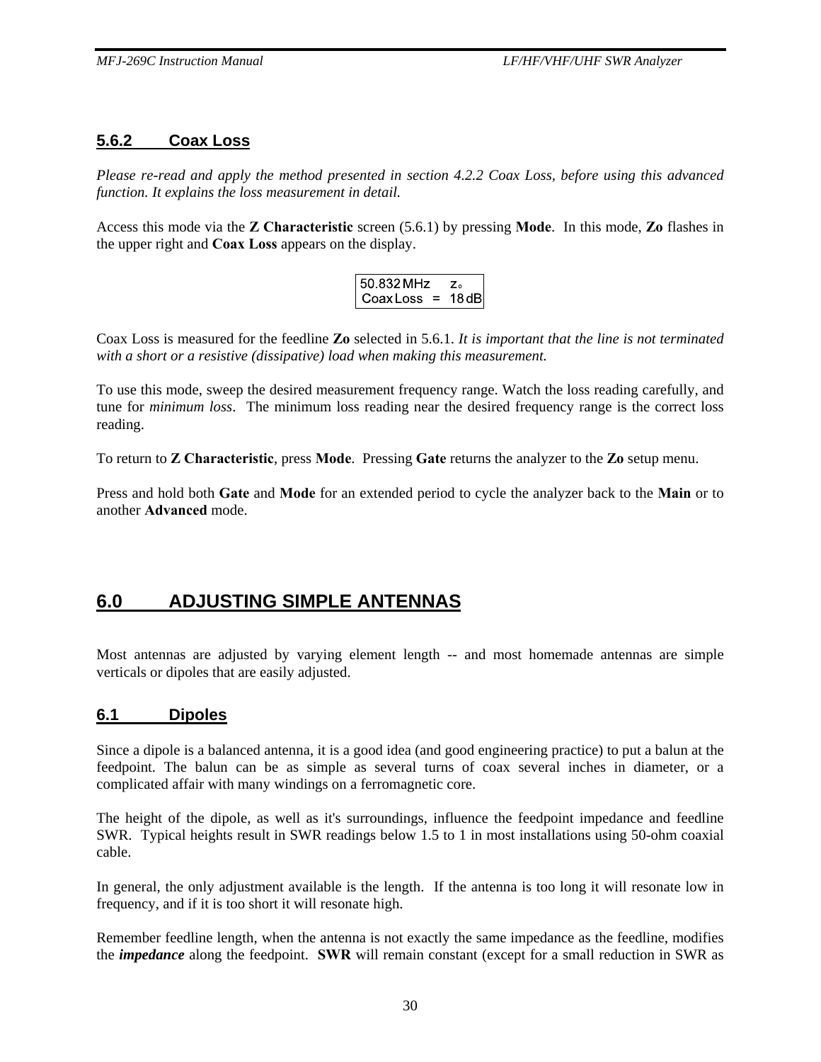### 5.6.2 Coax Loss

*Please re-read and apply the method presented in section 4.2.2 Coax Loss, before using this advanced function. It explains the loss measurement in detail.*

Access this mode via the **Z Characteristic** screen (5.6.1) by pressing **Mode**. In this mode, **Zo** flashes in the upper right and **Coax Loss** appears on the display.

```
50.832 MHz     Zo
Coax Loss  =  18 dB
```

Coax Loss is measured for the feedline **Zo** selected in 5.6.1. *It is important that the line is not terminated with a short or a resistive (dissipative) load when making this measurement.*

To use this mode, sweep the desired measurement frequency range. Watch the loss reading carefully, and tune for *minimum loss*. The minimum loss reading near the desired frequency range is the correct loss reading.

To return to **Z Characteristic**, press **Mode**. Pressing **Gate** returns the analyzer to the **Zo** setup menu.

Press and hold both **Gate** and **Mode** for an extended period to cycle the analyzer back to the **Main** or to another **Advanced** mode.

# 6.0 ADJUSTING SIMPLE ANTENNAS

Most antennas are adjusted by varying element length -- and most homemade antennas are simple verticals or dipoles that are easily adjusted.

## 6.1 Dipoles

Since a dipole is a balanced antenna, it is a good idea (and good engineering practice) to put a balun at the feedpoint. The balun can be as simple as several turns of coax several inches in diameter, or a complicated affair with many windings on a ferromagnetic core.

The height of the dipole, as well as it's surroundings, influence the feedpoint impedance and feedline SWR. Typical heights result in SWR readings below 1.5 to 1 in most installations using 50-ohm coaxial cable.

In general, the only adjustment available is the length. If the antenna is too long it will resonate low in frequency, and if it is too short it will resonate high.

Remember feedline length, when the antenna is not exactly the same impedance as the feedline, modifies the ***impedance*** along the feedpoint. **SWR** will remain constant (except for a small reduction in SWR as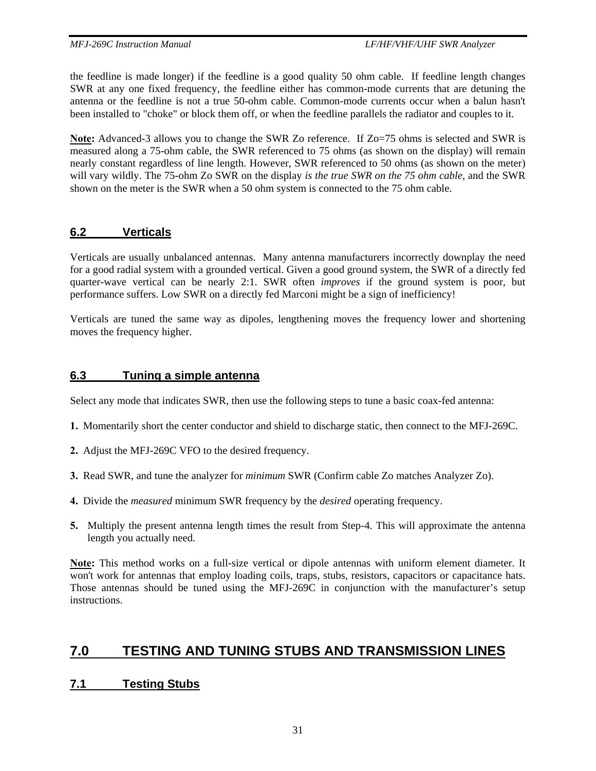the feedline is made longer) if the feedline is a good quality 50 ohm cable. If feedline length changes SWR at any one fixed frequency, the feedline either has common-mode currents that are detuning the antenna or the feedline is not a true 50-ohm cable. Common-mode currents occur when a balun hasn't been installed to "choke" or block them off, or when the feedline parallels the radiator and couples to it.

**Note:** Advanced-3 allows you to change the SWR Zo reference. If Zo=75 ohms is selected and SWR is measured along a 75-ohm cable, the SWR referenced to 75 ohms (as shown on the display) will remain nearly constant regardless of line length. However, SWR referenced to 50 ohms (as shown on the meter) will vary wildly. The 75-ohm Zo SWR on the display *is the true SWR on the 75 ohm cable*, and the SWR shown on the meter is the SWR when a 50 ohm system is connected to the 75 ohm cable.

### 6.2 Verticals

Verticals are usually unbalanced antennas. Many antenna manufacturers incorrectly downplay the need for a good radial system with a grounded vertical. Given a good ground system, the SWR of a directly fed quarter-wave vertical can be nearly 2:1. SWR often *improves* if the ground system is poor, but performance suffers. Low SWR on a directly fed Marconi might be a sign of inefficiency!

Verticals are tuned the same way as dipoles, lengthening moves the frequency lower and shortening moves the frequency higher.

### 6.3 Tuning a simple antenna

Select any mode that indicates SWR, then use the following steps to tune a basic coax-fed antenna:

**1.** Momentarily short the center conductor and shield to discharge static, then connect to the MFJ-269C.

**2.** Adjust the MFJ-269C VFO to the desired frequency.

**3.** Read SWR, and tune the analyzer for *minimum* SWR (Confirm cable Zo matches Analyzer Zo).

**4.** Divide the *measured* minimum SWR frequency by the *desired* operating frequency.

**5.** Multiply the present antenna length times the result from Step-4. This will approximate the antenna length you actually need.

**Note:** This method works on a full-size vertical or dipole antennas with uniform element diameter. It won't work for antennas that employ loading coils, traps, stubs, resistors, capacitors or capacitance hats. Those antennas should be tuned using the MFJ-269C in conjunction with the manufacturer's setup instructions.

## 7.0 TESTING AND TUNING STUBS AND TRANSMISSION LINES

### 7.1 Testing Stubs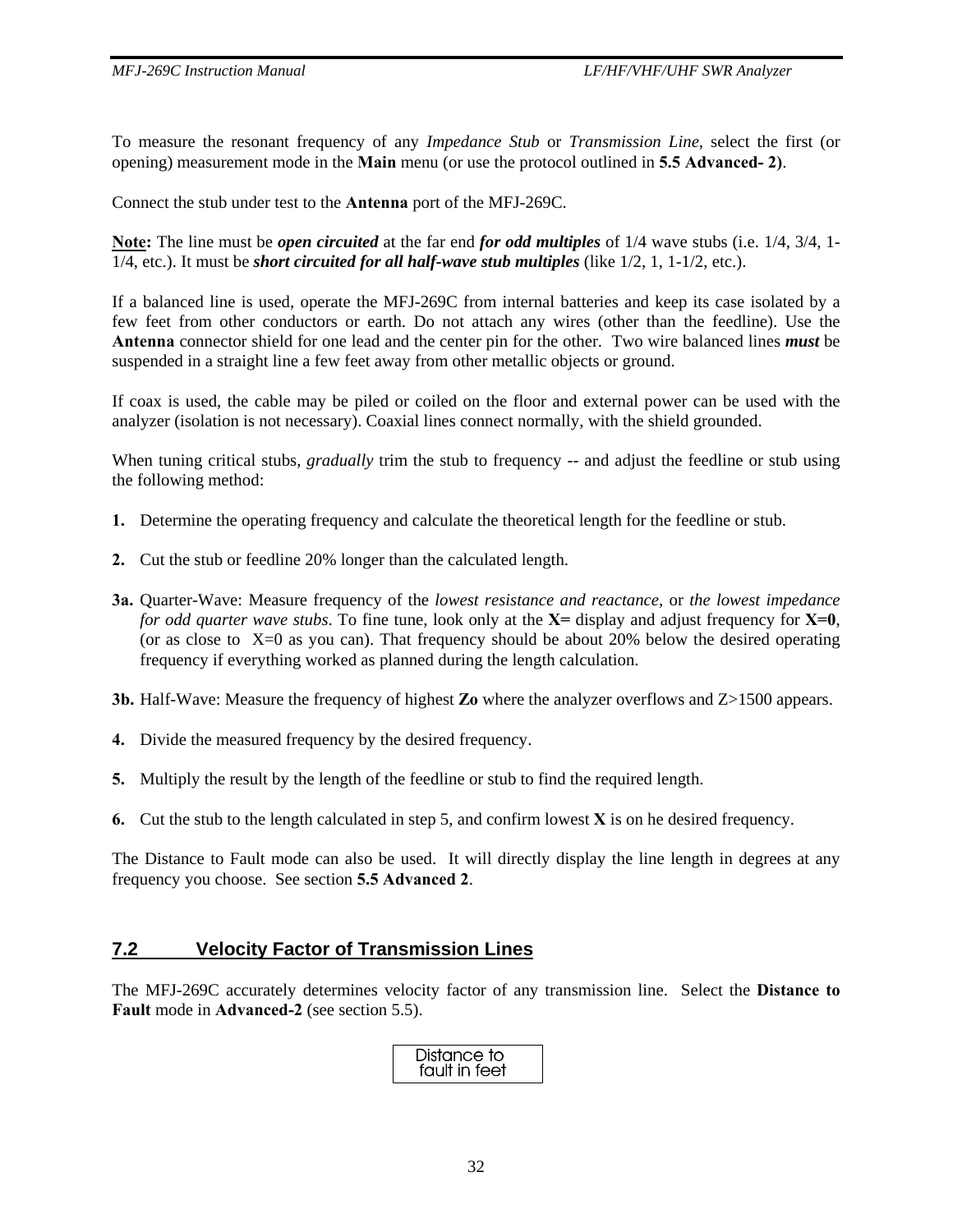To measure the resonant frequency of any *Impedance Stub* or *Transmission Line*, select the first (or opening) measurement mode in the **Main** menu (or use the protocol outlined in **5.5 Advanced- 2)**.

Connect the stub under test to the **Antenna** port of the MFJ-269C.

**Note:** The line must be ***open circuited*** at the far end ***for odd multiples*** of 1/4 wave stubs (i.e. 1/4, 3/4, 1-1/4, etc.). It must be ***short circuited for all half-wave stub multiples*** (like 1/2, 1, 1-1/2, etc.).

If a balanced line is used, operate the MFJ-269C from internal batteries and keep its case isolated by a few feet from other conductors or earth. Do not attach any wires (other than the feedline). Use the **Antenna** connector shield for one lead and the center pin for the other. Two wire balanced lines ***must*** be suspended in a straight line a few feet away from other metallic objects or ground.

If coax is used, the cable may be piled or coiled on the floor and external power can be used with the analyzer (isolation is not necessary). Coaxial lines connect normally, with the shield grounded.

When tuning critical stubs, *gradually* trim the stub to frequency -- and adjust the feedline or stub using the following method:

**1.** Determine the operating frequency and calculate the theoretical length for the feedline or stub.

**2.** Cut the stub or feedline 20% longer than the calculated length.

**3a.** Quarter-Wave: Measure frequency of the *lowest resistance and reactance*, or *the lowest impedance for odd quarter wave stubs*. To fine tune, look only at the **X=** display and adjust frequency for **X=0**, (or as close to X=0 as you can). That frequency should be about 20% below the desired operating frequency if everything worked as planned during the length calculation.

**3b.** Half-Wave: Measure the frequency of highest **Zo** where the analyzer overflows and Z>1500 appears.

**4.** Divide the measured frequency by the desired frequency.

**5.** Multiply the result by the length of the feedline or stub to find the required length.

**6.** Cut the stub to the length calculated in step 5, and confirm lowest **X** is on he desired frequency.

The Distance to Fault mode can also be used. It will directly display the line length in degrees at any frequency you choose. See section **5.5 Advanced 2**.

## 7.2 Velocity Factor of Transmission Lines

The MFJ-269C accurately determines velocity factor of any transmission line. Select the **Distance to Fault** mode in **Advanced-2** (see section 5.5).

```
Distance to
fault in feet
```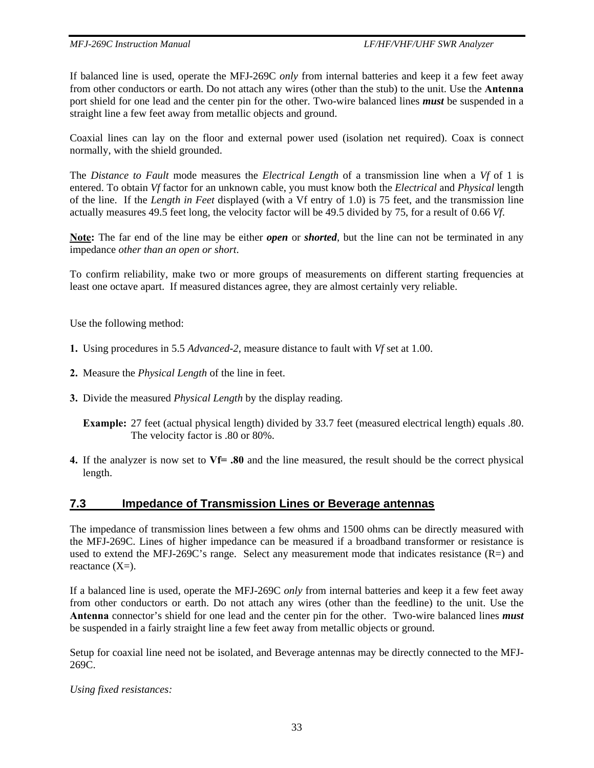If balanced line is used, operate the MFJ-269C *only* from internal batteries and keep it a few feet away from other conductors or earth. Do not attach any wires (other than the stub) to the unit. Use the **Antenna** port shield for one lead and the center pin for the other. Two-wire balanced lines ***must*** be suspended in a straight line a few feet away from metallic objects and ground.

Coaxial lines can lay on the floor and external power used (isolation net required). Coax is connect normally, with the shield grounded.

The *Distance to Fault* mode measures the *Electrical Length* of a transmission line when a *Vf* of 1 is entered. To obtain *Vf* factor for an unknown cable, you must know both the *Electrical* and *Physical* length of the line. If the *Length in Feet* displayed (with a Vf entry of 1.0) is 75 feet, and the transmission line actually measures 49.5 feet long, the velocity factor will be 49.5 divided by 75, for a result of 0.66 *Vf*.

**Note:** The far end of the line may be either ***open*** or ***shorted***, but the line can not be terminated in any impedance *other than an open or short*.

To confirm reliability, make two or more groups of measurements on different starting frequencies at least one octave apart. If measured distances agree, they are almost certainly very reliable.

Use the following method:

**1.** Using procedures in 5.5 *Advanced-2*, measure distance to fault with *Vf* set at 1.00.

**2.** Measure the *Physical Length* of the line in feet.

**3.** Divide the measured *Physical Length* by the display reading.

**Example:** 27 feet (actual physical length) divided by 33.7 feet (measured electrical length) equals .80. The velocity factor is .80 or 80%.

**4.** If the analyzer is now set to **Vf= .80** and the line measured, the result should be the correct physical length.

## 7.3 Impedance of Transmission Lines or Beverage antennas

The impedance of transmission lines between a few ohms and 1500 ohms can be directly measured with the MFJ-269C. Lines of higher impedance can be measured if a broadband transformer or resistance is used to extend the MFJ-269C's range. Select any measurement mode that indicates resistance (R=) and reactance (X=).

If a balanced line is used, operate the MFJ-269C *only* from internal batteries and keep it a few feet away from other conductors or earth. Do not attach any wires (other than the feedline) to the unit. Use the **Antenna** connector's shield for one lead and the center pin for the other. Two-wire balanced lines ***must*** be suspended in a fairly straight line a few feet away from metallic objects or ground.

Setup for coaxial line need not be isolated, and Beverage antennas may be directly connected to the MFJ-269C.

*Using fixed resistances:*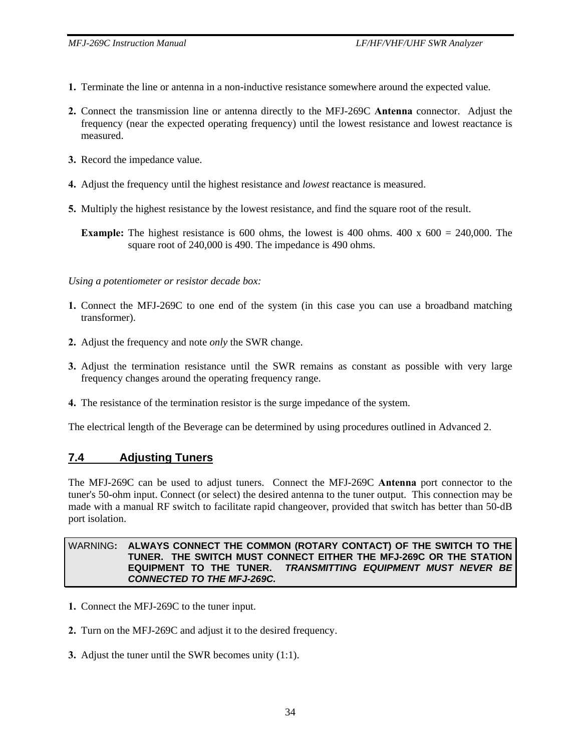1. Terminate the line or antenna in a non-inductive resistance somewhere around the expected value.

2. Connect the transmission line or antenna directly to the MFJ-269C **Antenna** connector. Adjust the frequency (near the expected operating frequency) until the lowest resistance and lowest reactance is measured.

3. Record the impedance value.

4. Adjust the frequency until the highest resistance and *lowest* reactance is measured.

5. Multiply the highest resistance by the lowest resistance, and find the square root of the result.

   **Example:** The highest resistance is 600 ohms, the lowest is 400 ohms. 400 x 600 = 240,000. The square root of 240,000 is 490. The impedance is 490 ohms.

*Using a potentiometer or resistor decade box:*

1. Connect the MFJ-269C to one end of the system (in this case you can use a broadband matching transformer).

2. Adjust the frequency and note *only* the SWR change.

3. Adjust the termination resistance until the SWR remains as constant as possible with very large frequency changes around the operating frequency range.

4. The resistance of the termination resistor is the surge impedance of the system.

The electrical length of the Beverage can be determined by using procedures outlined in Advanced 2.

## 7.4 Adjusting Tuners

The MFJ-269C can be used to adjust tuners. Connect the MFJ-269C **Antenna** port connector to the tuner's 50-ohm input. Connect (or select) the desired antenna to the tuner output. This connection may be made with a manual RF switch to facilitate rapid changeover, provided that switch has better than 50-dB port isolation.

> WARNING**:** **ALWAYS CONNECT THE COMMON (ROTARY CONTACT) OF THE SWITCH TO THE TUNER. THE SWITCH MUST CONNECT EITHER THE MFJ-269C OR THE STATION EQUIPMENT TO THE TUNER.** ***TRANSMITTING EQUIPMENT MUST NEVER BE CONNECTED TO THE MFJ-269C.***

1. Connect the MFJ-269C to the tuner input.

2. Turn on the MFJ-269C and adjust it to the desired frequency.

3. Adjust the tuner until the SWR becomes unity (1:1).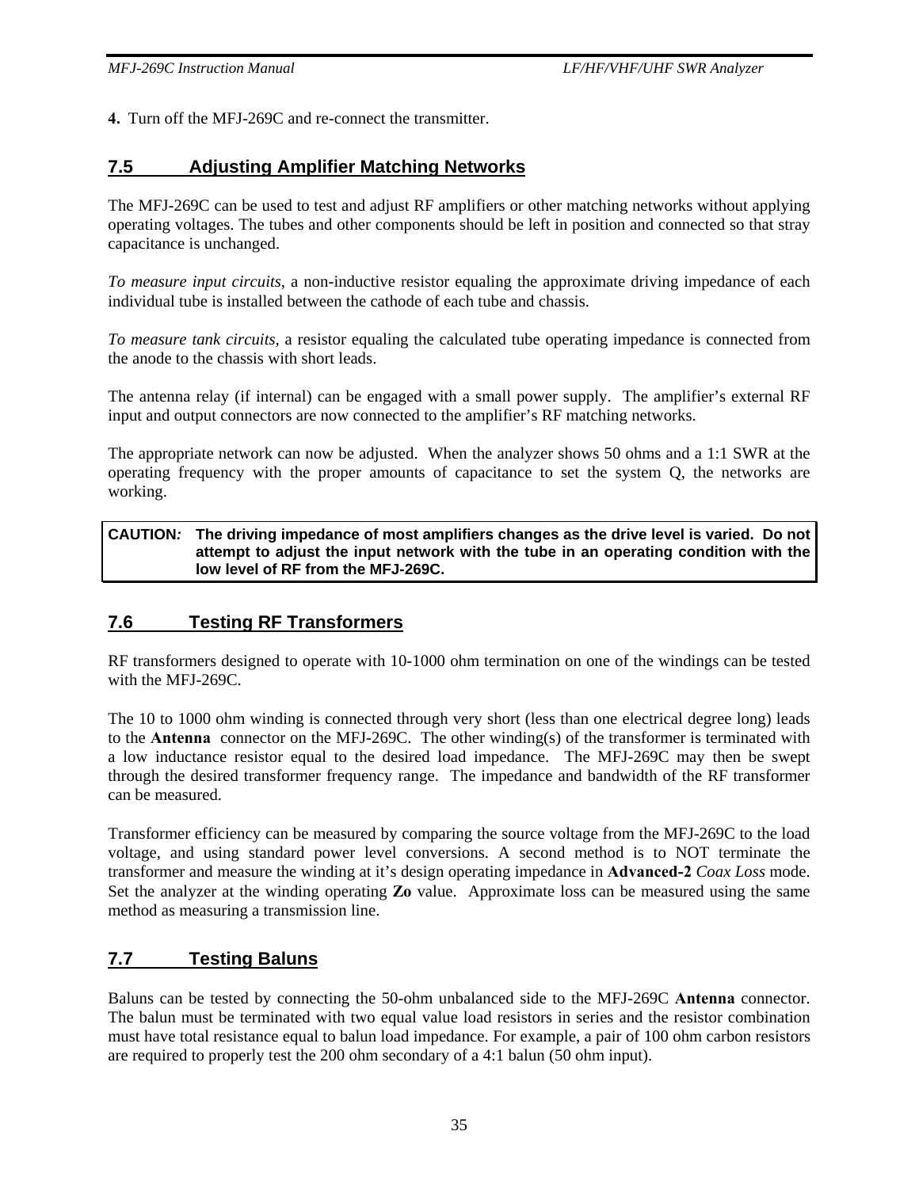**4.** Turn off the MFJ-269C and re-connect the transmitter.

## 7.5 Adjusting Amplifier Matching Networks

The MFJ-269C can be used to test and adjust RF amplifiers or other matching networks without applying operating voltages. The tubes and other components should be left in position and connected so that stray capacitance is unchanged.

*To measure input circuits*, a non-inductive resistor equaling the approximate driving impedance of each individual tube is installed between the cathode of each tube and chassis.

*To measure tank circuits*, a resistor equaling the calculated tube operating impedance is connected from the anode to the chassis with short leads.

The antenna relay (if internal) can be engaged with a small power supply. The amplifier's external RF input and output connectors are now connected to the amplifier's RF matching networks.

The appropriate network can now be adjusted. When the analyzer shows 50 ohms and a 1:1 SWR at the operating frequency with the proper amounts of capacitance to set the system Q, the networks are working.

> **CAUTION:** **The driving impedance of most amplifiers changes as the drive level is varied. Do not attempt to adjust the input network with the tube in an operating condition with the low level of RF from the MFJ-269C.**

## 7.6 Testing RF Transformers

RF transformers designed to operate with 10-1000 ohm termination on one of the windings can be tested with the MFJ-269C.

The 10 to 1000 ohm winding is connected through very short (less than one electrical degree long) leads to the **Antenna** connector on the MFJ-269C. The other winding(s) of the transformer is terminated with a low inductance resistor equal to the desired load impedance. The MFJ-269C may then be swept through the desired transformer frequency range. The impedance and bandwidth of the RF transformer can be measured.

Transformer efficiency can be measured by comparing the source voltage from the MFJ-269C to the load voltage, and using standard power level conversions. A second method is to NOT terminate the transformer and measure the winding at it's design operating impedance in **Advanced-2** *Coax Loss* mode. Set the analyzer at the winding operating **Zo** value. Approximate loss can be measured using the same method as measuring a transmission line.

## 7.7 Testing Baluns

Baluns can be tested by connecting the 50-ohm unbalanced side to the MFJ-269C **Antenna** connector. The balun must be terminated with two equal value load resistors in series and the resistor combination must have total resistance equal to balun load impedance. For example, a pair of 100 ohm carbon resistors are required to properly test the 200 ohm secondary of a 4:1 balun (50 ohm input).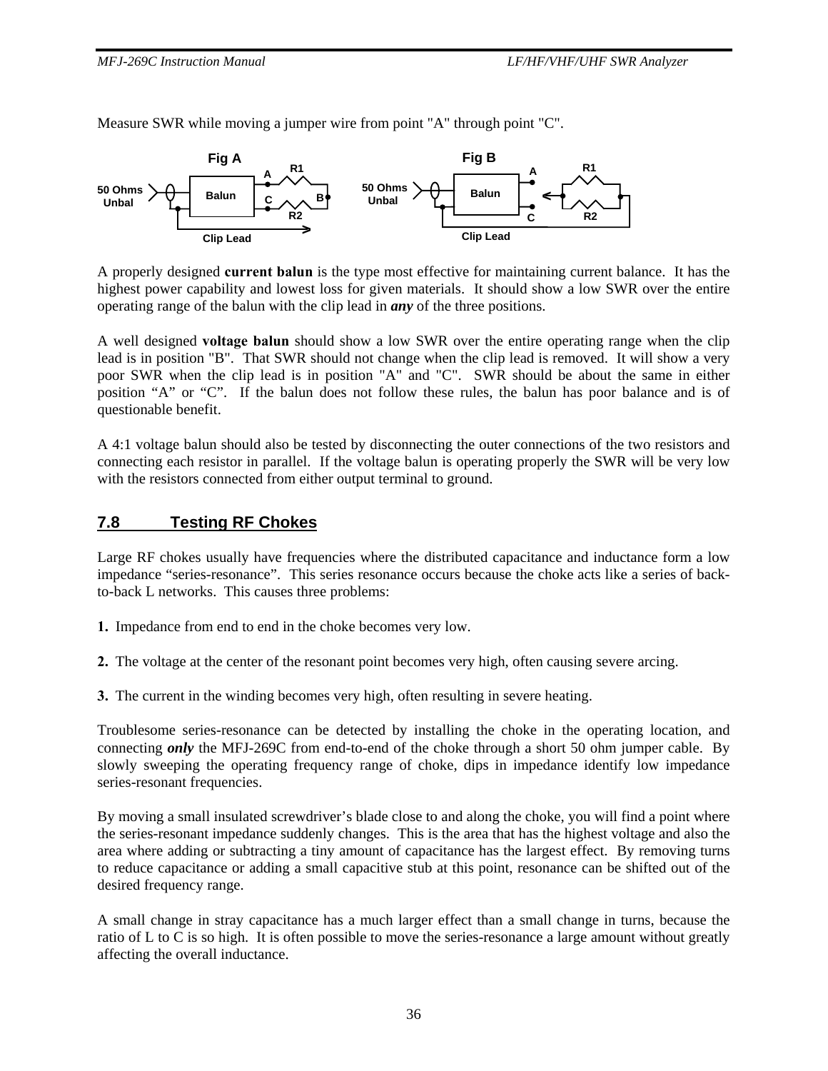Measure SWR while moving a jumper wire from point "A" through point "C".

A properly designed **current balun** is the type most effective for maintaining current balance. It has the highest power capability and lowest loss for given materials. It should show a low SWR over the entire operating range of the balun with the clip lead in ***any*** of the three positions.

A well designed **voltage balun** should show a low SWR over the entire operating range when the clip lead is in position "B". That SWR should not change when the clip lead is removed. It will show a very poor SWR when the clip lead is in position "A" and "C". SWR should be about the same in either position "A" or "C". If the balun does not follow these rules, the balun has poor balance and is of questionable benefit.

A 4:1 voltage balun should also be tested by disconnecting the outer connections of the two resistors and connecting each resistor in parallel. If the voltage balun is operating properly the SWR will be very low with the resistors connected from either output terminal to ground.

## 7.8 Testing RF Chokes

Large RF chokes usually have frequencies where the distributed capacitance and inductance form a low impedance "series-resonance". This series resonance occurs because the choke acts like a series of back-to-back L networks. This causes three problems:

**1.** Impedance from end to end in the choke becomes very low.

**2.** The voltage at the center of the resonant point becomes very high, often causing severe arcing.

**3.** The current in the winding becomes very high, often resulting in severe heating.

Troublesome series-resonance can be detected by installing the choke in the operating location, and connecting ***only*** the MFJ-269C from end-to-end of the choke through a short 50 ohm jumper cable. By slowly sweeping the operating frequency range of choke, dips in impedance identify low impedance series-resonant frequencies.

By moving a small insulated screwdriver's blade close to and along the choke, you will find a point where the series-resonant impedance suddenly changes. This is the area that has the highest voltage and also the area where adding or subtracting a tiny amount of capacitance has the largest effect. By removing turns to reduce capacitance or adding a small capacitive stub at this point, resonance can be shifted out of the desired frequency range.

A small change in stray capacitance has a much larger effect than a small change in turns, because the ratio of L to C is so high. It is often possible to move the series-resonance a large amount without greatly affecting the overall inductance.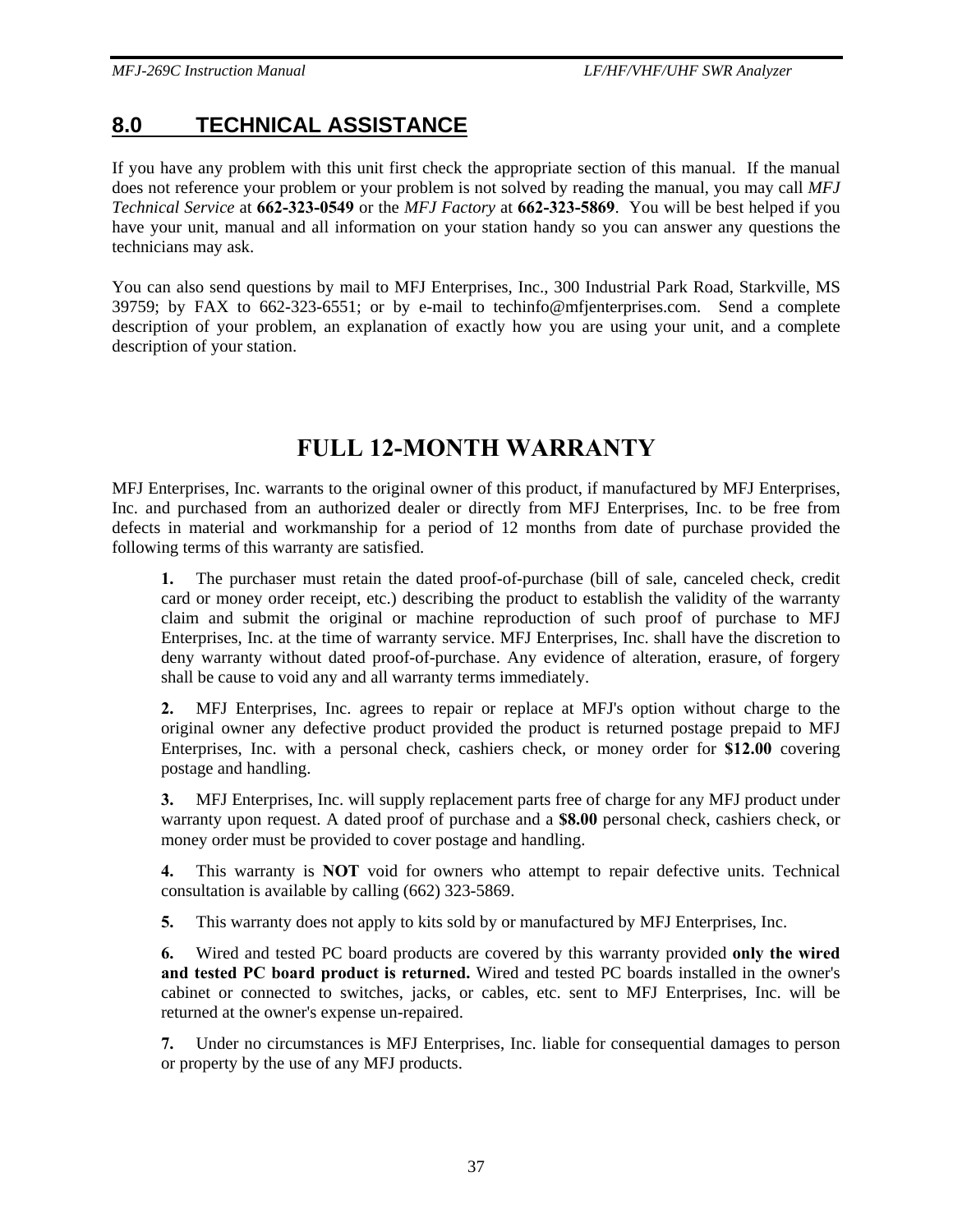## 8.0 TECHNICAL ASSISTANCE

If you have any problem with this unit first check the appropriate section of this manual. If the manual does not reference your problem or your problem is not solved by reading the manual, you may call *MFJ Technical Service* at **662-323-0549** or the *MFJ Factory* at **662-323-5869**. You will be best helped if you have your unit, manual and all information on your station handy so you can answer any questions the technicians may ask.

You can also send questions by mail to MFJ Enterprises, Inc., 300 Industrial Park Road, Starkville, MS 39759; by FAX to 662-323-6551; or by e-mail to techinfo@mfjenterprises.com. Send a complete description of your problem, an explanation of exactly how you are using your unit, and a complete description of your station.

# FULL 12-MONTH WARRANTY

MFJ Enterprises, Inc. warrants to the original owner of this product, if manufactured by MFJ Enterprises, Inc. and purchased from an authorized dealer or directly from MFJ Enterprises, Inc. to be free from defects in material and workmanship for a period of 12 months from date of purchase provided the following terms of this warranty are satisfied.

**1.** The purchaser must retain the dated proof-of-purchase (bill of sale, canceled check, credit card or money order receipt, etc.) describing the product to establish the validity of the warranty claim and submit the original or machine reproduction of such proof of purchase to MFJ Enterprises, Inc. at the time of warranty service. MFJ Enterprises, Inc. shall have the discretion to deny warranty without dated proof-of-purchase. Any evidence of alteration, erasure, of forgery shall be cause to void any and all warranty terms immediately.

**2.** MFJ Enterprises, Inc. agrees to repair or replace at MFJ's option without charge to the original owner any defective product provided the product is returned postage prepaid to MFJ Enterprises, Inc. with a personal check, cashiers check, or money order for **$12.00** covering postage and handling.

**3.** MFJ Enterprises, Inc. will supply replacement parts free of charge for any MFJ product under warranty upon request. A dated proof of purchase and a **$8.00** personal check, cashiers check, or money order must be provided to cover postage and handling.

**4.** This warranty is **NOT** void for owners who attempt to repair defective units. Technical consultation is available by calling (662) 323-5869.

**5.** This warranty does not apply to kits sold by or manufactured by MFJ Enterprises, Inc.

**6.** Wired and tested PC board products are covered by this warranty provided **only the wired and tested PC board product is returned.** Wired and tested PC boards installed in the owner's cabinet or connected to switches, jacks, or cables, etc. sent to MFJ Enterprises, Inc. will be returned at the owner's expense un-repaired.

**7.** Under no circumstances is MFJ Enterprises, Inc. liable for consequential damages to person or property by the use of any MFJ products.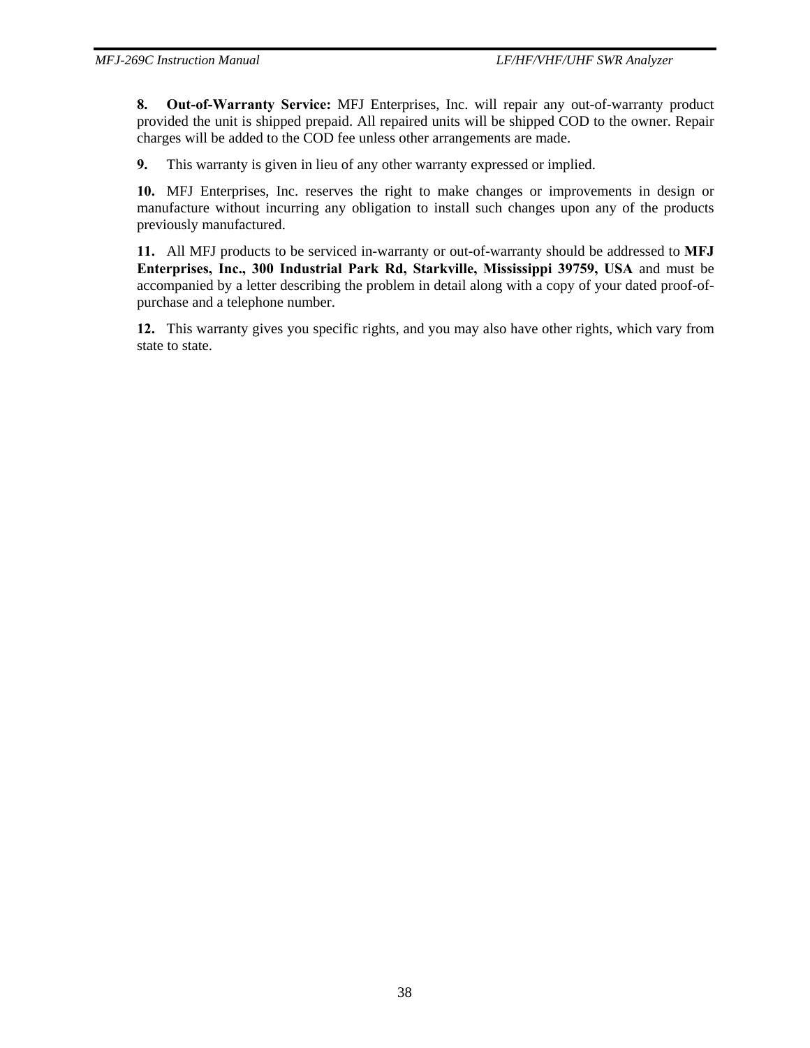**8. Out-of-Warranty Service:** MFJ Enterprises, Inc. will repair any out-of-warranty product provided the unit is shipped prepaid. All repaired units will be shipped COD to the owner. Repair charges will be added to the COD fee unless other arrangements are made.

**9.** This warranty is given in lieu of any other warranty expressed or implied.

**10.** MFJ Enterprises, Inc. reserves the right to make changes or improvements in design or manufacture without incurring any obligation to install such changes upon any of the products previously manufactured.

**11.** All MFJ products to be serviced in-warranty or out-of-warranty should be addressed to **MFJ Enterprises, Inc., 300 Industrial Park Rd, Starkville, Mississippi 39759, USA** and must be accompanied by a letter describing the problem in detail along with a copy of your dated proof-of-purchase and a telephone number.

**12.** This warranty gives you specific rights, and you may also have other rights, which vary from state to state.